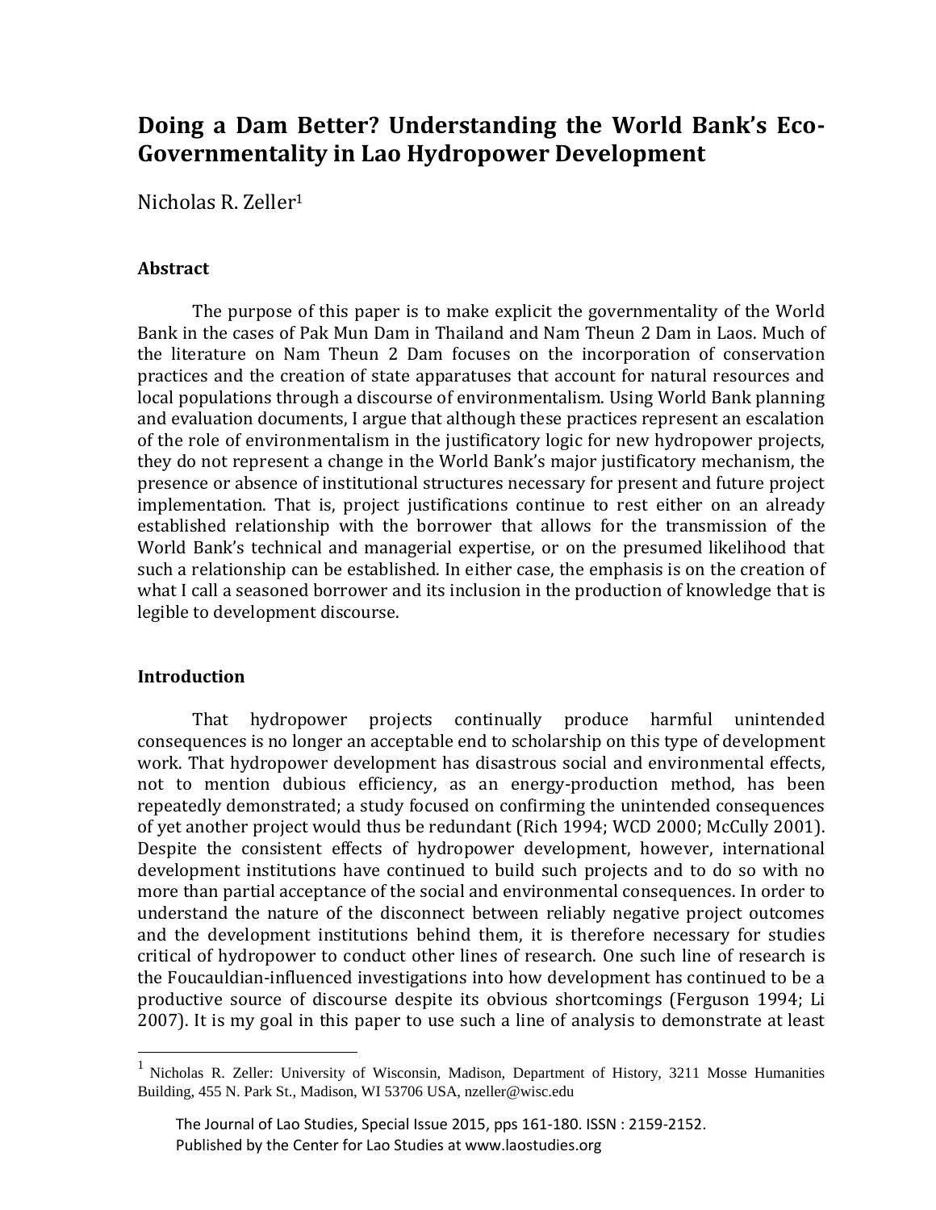# Doing a Dam Better? Understanding the World Bank's Eco-Governmentality in Lao Hydropower Development

Nicholas R. Zeller[1]

## Abstract

The purpose of this paper is to make explicit the governmentality of the World Bank in the cases of Pak Mun Dam in Thailand and Nam Theun 2 Dam in Laos. Much of the literature on Nam Theun 2 Dam focuses on the incorporation of conservation practices and the creation of state apparatuses that account for natural resources and local populations through a discourse of environmentalism. Using World Bank planning and evaluation documents, I argue that although these practices represent an escalation of the role of environmentalism in the justificatory logic for new hydropower projects, they do not represent a change in the World Bank's major justificatory mechanism, the presence or absence of institutional structures necessary for present and future project implementation. That is, project justifications continue to rest either on an already established relationship with the borrower that allows for the transmission of the World Bank's technical and managerial expertise, or on the presumed likelihood that such a relationship can be established. In either case, the emphasis is on the creation of what I call a seasoned borrower and its inclusion in the production of knowledge that is legible to development discourse.

## Introduction

That hydropower projects continually produce harmful unintended consequences is no longer an acceptable end to scholarship on this type of development work. That hydropower development has disastrous social and environmental effects, not to mention dubious efficiency, as an energy-production method, has been repeatedly demonstrated; a study focused on confirming the unintended consequences of yet another project would thus be redundant (Rich 1994; WCD 2000; McCully 2001). Despite the consistent effects of hydropower development, however, international development institutions have continued to build such projects and to do so with no more than partial acceptance of the social and environmental consequences. In order to understand the nature of the disconnect between reliably negative project outcomes and the development institutions behind them, it is therefore necessary for studies critical of hydropower to conduct other lines of research. One such line of research is the Foucauldian-influenced investigations into how development has continued to be a productive source of discourse despite its obvious shortcomings (Ferguson 1994; Li 2007). It is my goal in this paper to use such a line of analysis to demonstrate at least

[1] Nicholas R. Zeller: University of Wisconsin, Madison, Department of History, 3211 Mosse Humanities Building, 455 N. Park St., Madison, WI 53706 USA, nzeller@wisc.edu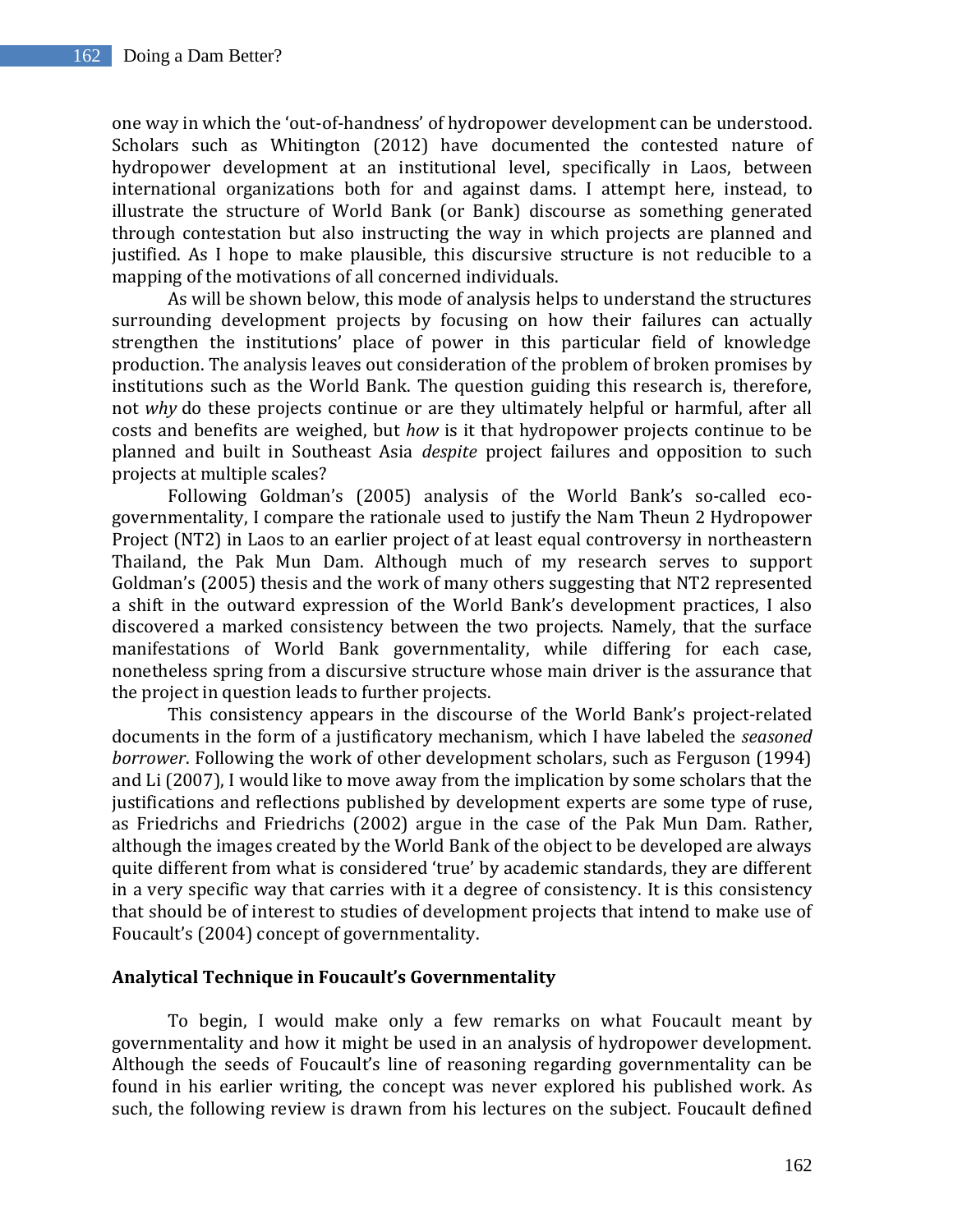one way in which the 'out-of-handness' of hydropower development can be understood. Scholars such as Whitington (2012) have documented the contested nature of hydropower development at an institutional level, specifically in Laos, between international organizations both for and against dams. I attempt here, instead, to illustrate the structure of World Bank (or Bank) discourse as something generated through contestation but also instructing the way in which projects are planned and justified. As I hope to make plausible, this discursive structure is not reducible to a mapping of the motivations of all concerned individuals.

As will be shown below, this mode of analysis helps to understand the structures surrounding development projects by focusing on how their failures can actually strengthen the institutions' place of power in this particular field of knowledge production. The analysis leaves out consideration of the problem of broken promises by institutions such as the World Bank. The question guiding this research is, therefore, not *why* do these projects continue or are they ultimately helpful or harmful, after all costs and benefits are weighed, but *how* is it that hydropower projects continue to be planned and built in Southeast Asia *despite* project failures and opposition to such projects at multiple scales?

Following Goldman's (2005) analysis of the World Bank's so-called eco-governmentality, I compare the rationale used to justify the Nam Theun 2 Hydropower Project (NT2) in Laos to an earlier project of at least equal controversy in northeastern Thailand, the Pak Mun Dam. Although much of my research serves to support Goldman's (2005) thesis and the work of many others suggesting that NT2 represented a shift in the outward expression of the World Bank's development practices, I also discovered a marked consistency between the two projects. Namely, that the surface manifestations of World Bank governmentality, while differing for each case, nonetheless spring from a discursive structure whose main driver is the assurance that the project in question leads to further projects.

This consistency appears in the discourse of the World Bank's project-related documents in the form of a justificatory mechanism, which I have labeled the *seasoned borrower*. Following the work of other development scholars, such as Ferguson (1994) and Li (2007), I would like to move away from the implication by some scholars that the justifications and reflections published by development experts are some type of ruse, as Friedrichs and Friedrichs (2002) argue in the case of the Pak Mun Dam. Rather, although the images created by the World Bank of the object to be developed are always quite different from what is considered 'true' by academic standards, they are different in a very specific way that carries with it a degree of consistency. It is this consistency that should be of interest to studies of development projects that intend to make use of Foucault's (2004) concept of governmentality.

## Analytical Technique in Foucault's Governmentality

To begin, I would make only a few remarks on what Foucault meant by governmentality and how it might be used in an analysis of hydropower development. Although the seeds of Foucault's line of reasoning regarding governmentality can be found in his earlier writing, the concept was never explored his published work. As such, the following review is drawn from his lectures on the subject. Foucault defined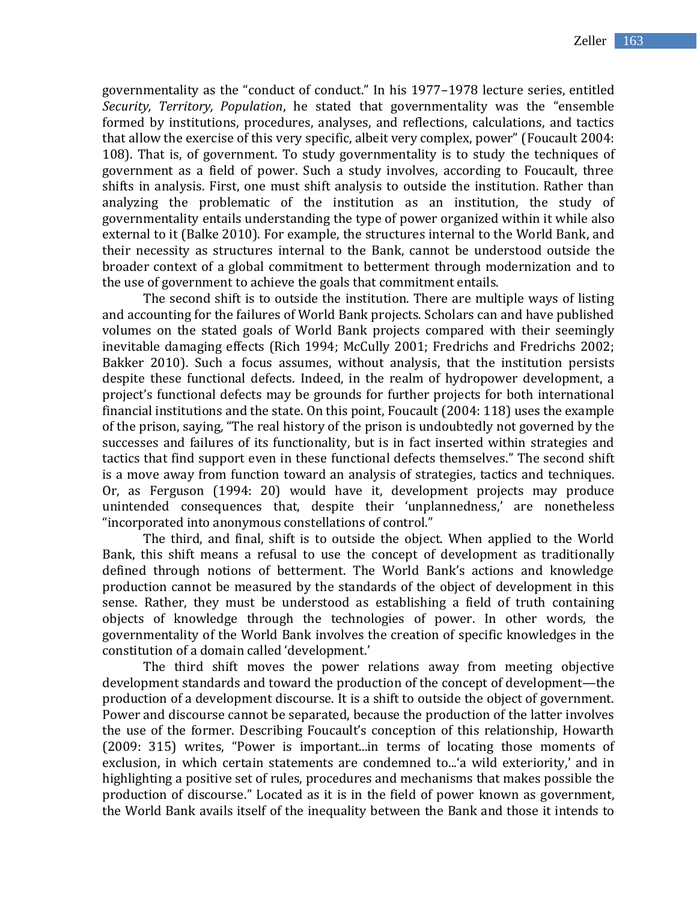governmentality as the "conduct of conduct." In his 1977–1978 lecture series, entitled *Security, Territory, Population*, he stated that governmentality was the "ensemble formed by institutions, procedures, analyses, and reflections, calculations, and tactics that allow the exercise of this very specific, albeit very complex, power" (Foucault 2004: 108). That is, of government. To study governmentality is to study the techniques of government as a field of power. Such a study involves, according to Foucault, three shifts in analysis. First, one must shift analysis to outside the institution. Rather than analyzing the problematic of the institution as an institution, the study of governmentality entails understanding the type of power organized within it while also external to it (Balke 2010). For example, the structures internal to the World Bank, and their necessity as structures internal to the Bank, cannot be understood outside the broader context of a global commitment to betterment through modernization and to the use of government to achieve the goals that commitment entails.

The second shift is to outside the institution. There are multiple ways of listing and accounting for the failures of World Bank projects. Scholars can and have published volumes on the stated goals of World Bank projects compared with their seemingly inevitable damaging effects (Rich 1994; McCully 2001; Fredrichs and Fredrichs 2002; Bakker 2010). Such a focus assumes, without analysis, that the institution persists despite these functional defects. Indeed, in the realm of hydropower development, a project's functional defects may be grounds for further projects for both international financial institutions and the state. On this point, Foucault (2004: 118) uses the example of the prison, saying, "The real history of the prison is undoubtedly not governed by the successes and failures of its functionality, but is in fact inserted within strategies and tactics that find support even in these functional defects themselves." The second shift is a move away from function toward an analysis of strategies, tactics and techniques. Or, as Ferguson (1994: 20) would have it, development projects may produce unintended consequences that, despite their 'unplannedness,' are nonetheless "incorporated into anonymous constellations of control."

The third, and final, shift is to outside the object. When applied to the World Bank, this shift means a refusal to use the concept of development as traditionally defined through notions of betterment. The World Bank's actions and knowledge production cannot be measured by the standards of the object of development in this sense. Rather, they must be understood as establishing a field of truth containing objects of knowledge through the technologies of power. In other words, the governmentality of the World Bank involves the creation of specific knowledges in the constitution of a domain called 'development.'

The third shift moves the power relations away from meeting objective development standards and toward the production of the concept of development—the production of a development discourse. It is a shift to outside the object of government. Power and discourse cannot be separated, because the production of the latter involves the use of the former. Describing Foucault's conception of this relationship, Howarth (2009: 315) writes, "Power is important...in terms of locating those moments of exclusion, in which certain statements are condemned to...'a wild exteriority,' and in highlighting a positive set of rules, procedures and mechanisms that makes possible the production of discourse." Located as it is in the field of power known as government, the World Bank avails itself of the inequality between the Bank and those it intends to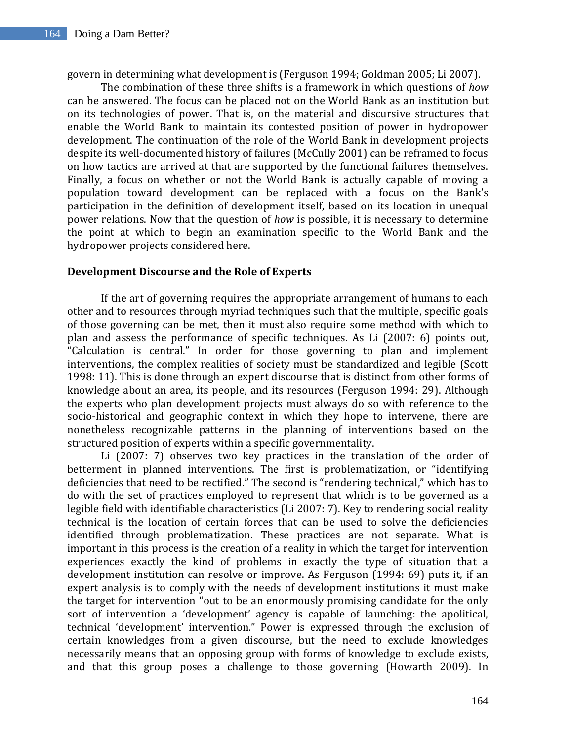govern in determining what development is (Ferguson 1994; Goldman 2005; Li 2007).

The combination of these three shifts is a framework in which questions of *how* can be answered. The focus can be placed not on the World Bank as an institution but on its technologies of power. That is, on the material and discursive structures that enable the World Bank to maintain its contested position of power in hydropower development. The continuation of the role of the World Bank in development projects despite its well-documented history of failures (McCully 2001) can be reframed to focus on how tactics are arrived at that are supported by the functional failures themselves. Finally, a focus on whether or not the World Bank is actually capable of moving a population toward development can be replaced with a focus on the Bank's participation in the definition of development itself, based on its location in unequal power relations. Now that the question of *how* is possible, it is necessary to determine the point at which to begin an examination specific to the World Bank and the hydropower projects considered here.

**Development Discourse and the Role of Experts**

If the art of governing requires the appropriate arrangement of humans to each other and to resources through myriad techniques such that the multiple, specific goals of those governing can be met, then it must also require some method with which to plan and assess the performance of specific techniques. As Li (2007: 6) points out, "Calculation is central." In order for those governing to plan and implement interventions, the complex realities of society must be standardized and legible (Scott 1998: 11). This is done through an expert discourse that is distinct from other forms of knowledge about an area, its people, and its resources (Ferguson 1994: 29). Although the experts who plan development projects must always do so with reference to the socio-historical and geographic context in which they hope to intervene, there are nonetheless recognizable patterns in the planning of interventions based on the structured position of experts within a specific governmentality.

Li (2007: 7) observes two key practices in the translation of the order of betterment in planned interventions. The first is problematization, or "identifying deficiencies that need to be rectified." The second is "rendering technical," which has to do with the set of practices employed to represent that which is to be governed as a legible field with identifiable characteristics (Li 2007: 7). Key to rendering social reality technical is the location of certain forces that can be used to solve the deficiencies identified through problematization. These practices are not separate. What is important in this process is the creation of a reality in which the target for intervention experiences exactly the kind of problems in exactly the type of situation that a development institution can resolve or improve. As Ferguson (1994: 69) puts it, if an expert analysis is to comply with the needs of development institutions it must make the target for intervention "out to be an enormously promising candidate for the only sort of intervention a 'development' agency is capable of launching: the apolitical, technical 'development' intervention." Power is expressed through the exclusion of certain knowledges from a given discourse, but the need to exclude knowledges necessarily means that an opposing group with forms of knowledge to exclude exists, and that this group poses a challenge to those governing (Howarth 2009). In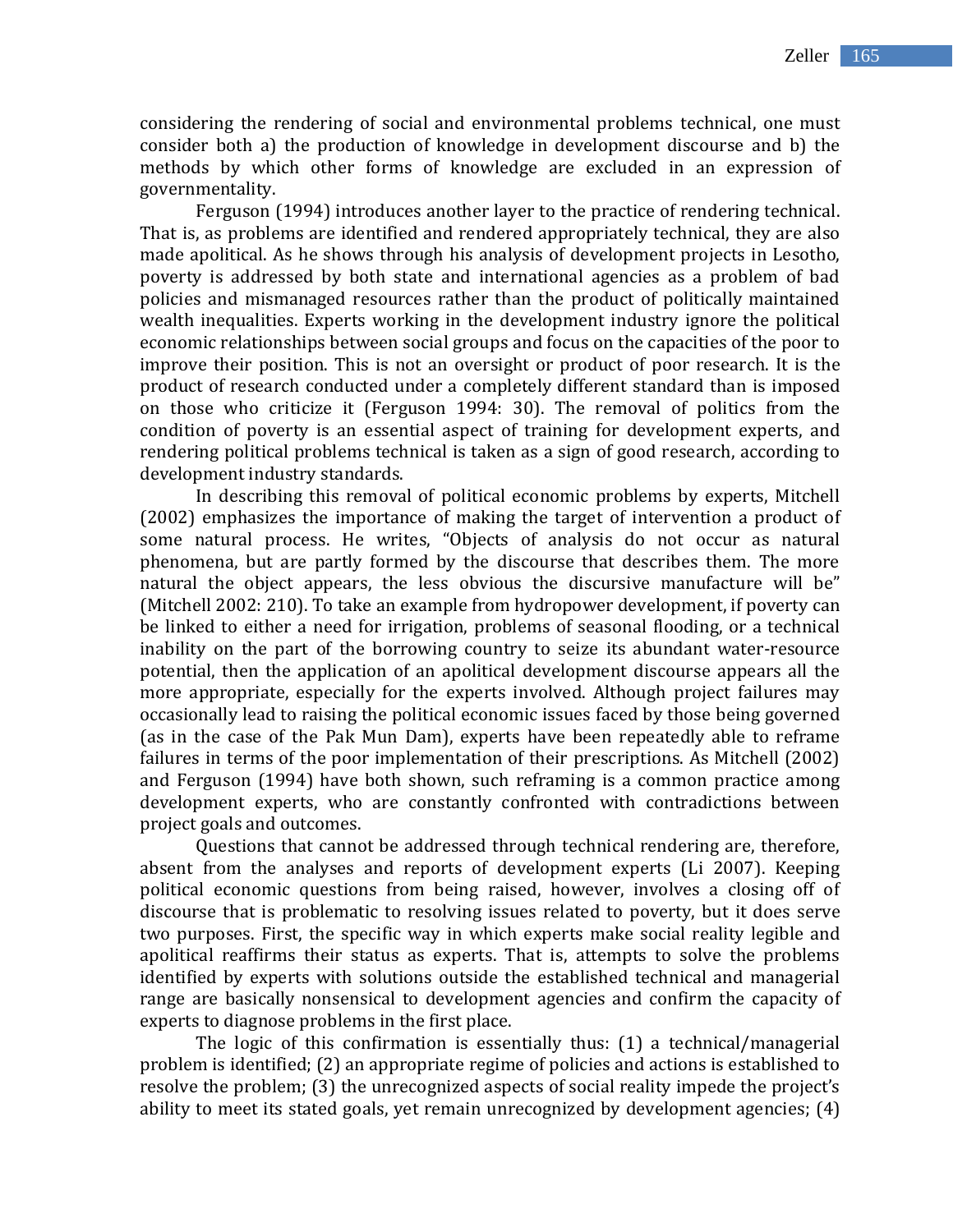considering the rendering of social and environmental problems technical, one must consider both a) the production of knowledge in development discourse and b) the methods by which other forms of knowledge are excluded in an expression of governmentality.

Ferguson (1994) introduces another layer to the practice of rendering technical. That is, as problems are identified and rendered appropriately technical, they are also made apolitical. As he shows through his analysis of development projects in Lesotho, poverty is addressed by both state and international agencies as a problem of bad policies and mismanaged resources rather than the product of politically maintained wealth inequalities. Experts working in the development industry ignore the political economic relationships between social groups and focus on the capacities of the poor to improve their position. This is not an oversight or product of poor research. It is the product of research conducted under a completely different standard than is imposed on those who criticize it (Ferguson 1994: 30). The removal of politics from the condition of poverty is an essential aspect of training for development experts, and rendering political problems technical is taken as a sign of good research, according to development industry standards.

In describing this removal of political economic problems by experts, Mitchell (2002) emphasizes the importance of making the target of intervention a product of some natural process. He writes, "Objects of analysis do not occur as natural phenomena, but are partly formed by the discourse that describes them. The more natural the object appears, the less obvious the discursive manufacture will be" (Mitchell 2002: 210). To take an example from hydropower development, if poverty can be linked to either a need for irrigation, problems of seasonal flooding, or a technical inability on the part of the borrowing country to seize its abundant water-resource potential, then the application of an apolitical development discourse appears all the more appropriate, especially for the experts involved. Although project failures may occasionally lead to raising the political economic issues faced by those being governed (as in the case of the Pak Mun Dam), experts have been repeatedly able to reframe failures in terms of the poor implementation of their prescriptions. As Mitchell (2002) and Ferguson (1994) have both shown, such reframing is a common practice among development experts, who are constantly confronted with contradictions between project goals and outcomes.

Questions that cannot be addressed through technical rendering are, therefore, absent from the analyses and reports of development experts (Li 2007). Keeping political economic questions from being raised, however, involves a closing off of discourse that is problematic to resolving issues related to poverty, but it does serve two purposes. First, the specific way in which experts make social reality legible and apolitical reaffirms their status as experts. That is, attempts to solve the problems identified by experts with solutions outside the established technical and managerial range are basically nonsensical to development agencies and confirm the capacity of experts to diagnose problems in the first place.

The logic of this confirmation is essentially thus: (1) a technical/managerial problem is identified; (2) an appropriate regime of policies and actions is established to resolve the problem; (3) the unrecognized aspects of social reality impede the project's ability to meet its stated goals, yet remain unrecognized by development agencies; (4)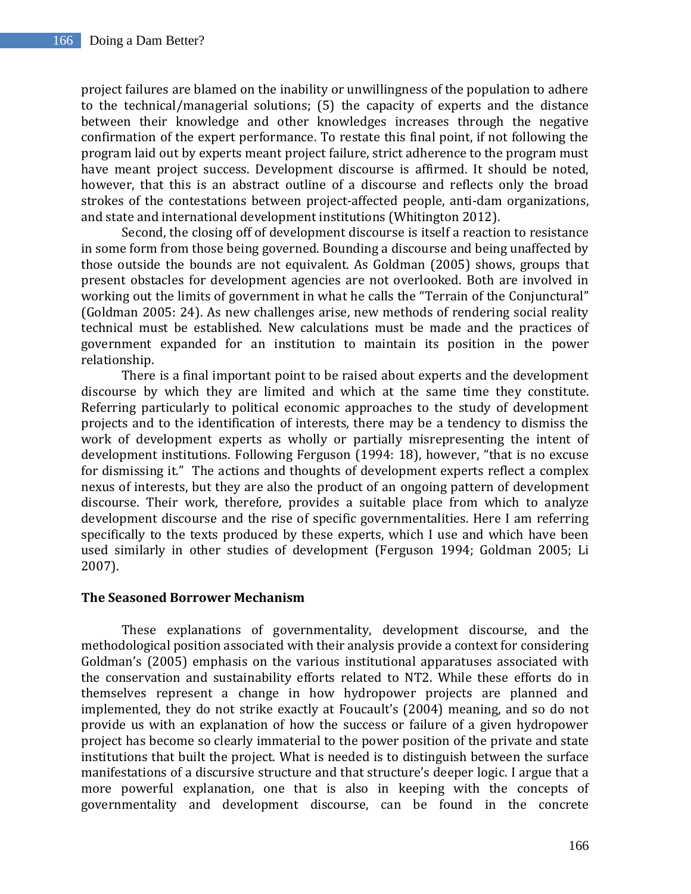project failures are blamed on the inability or unwillingness of the population to adhere to the technical/managerial solutions; (5) the capacity of experts and the distance between their knowledge and other knowledges increases through the negative confirmation of the expert performance. To restate this final point, if not following the program laid out by experts meant project failure, strict adherence to the program must have meant project success. Development discourse is affirmed. It should be noted, however, that this is an abstract outline of a discourse and reflects only the broad strokes of the contestations between project-affected people, anti-dam organizations, and state and international development institutions (Whitington 2012).

Second, the closing off of development discourse is itself a reaction to resistance in some form from those being governed. Bounding a discourse and being unaffected by those outside the bounds are not equivalent. As Goldman (2005) shows, groups that present obstacles for development agencies are not overlooked. Both are involved in working out the limits of government in what he calls the "Terrain of the Conjunctural" (Goldman 2005: 24). As new challenges arise, new methods of rendering social reality technical must be established. New calculations must be made and the practices of government expanded for an institution to maintain its position in the power relationship.

There is a final important point to be raised about experts and the development discourse by which they are limited and which at the same time they constitute. Referring particularly to political economic approaches to the study of development projects and to the identification of interests, there may be a tendency to dismiss the work of development experts as wholly or partially misrepresenting the intent of development institutions. Following Ferguson (1994: 18), however, "that is no excuse for dismissing it." The actions and thoughts of development experts reflect a complex nexus of interests, but they are also the product of an ongoing pattern of development discourse. Their work, therefore, provides a suitable place from which to analyze development discourse and the rise of specific governmentalities. Here I am referring specifically to the texts produced by these experts, which I use and which have been used similarly in other studies of development (Ferguson 1994; Goldman 2005; Li 2007).

## The Seasoned Borrower Mechanism

These explanations of governmentality, development discourse, and the methodological position associated with their analysis provide a context for considering Goldman's (2005) emphasis on the various institutional apparatuses associated with the conservation and sustainability efforts related to NT2. While these efforts do in themselves represent a change in how hydropower projects are planned and implemented, they do not strike exactly at Foucault's (2004) meaning, and so do not provide us with an explanation of how the success or failure of a given hydropower project has become so clearly immaterial to the power position of the private and state institutions that built the project. What is needed is to distinguish between the surface manifestations of a discursive structure and that structure's deeper logic. I argue that a more powerful explanation, one that is also in keeping with the concepts of governmentality and development discourse, can be found in the concrete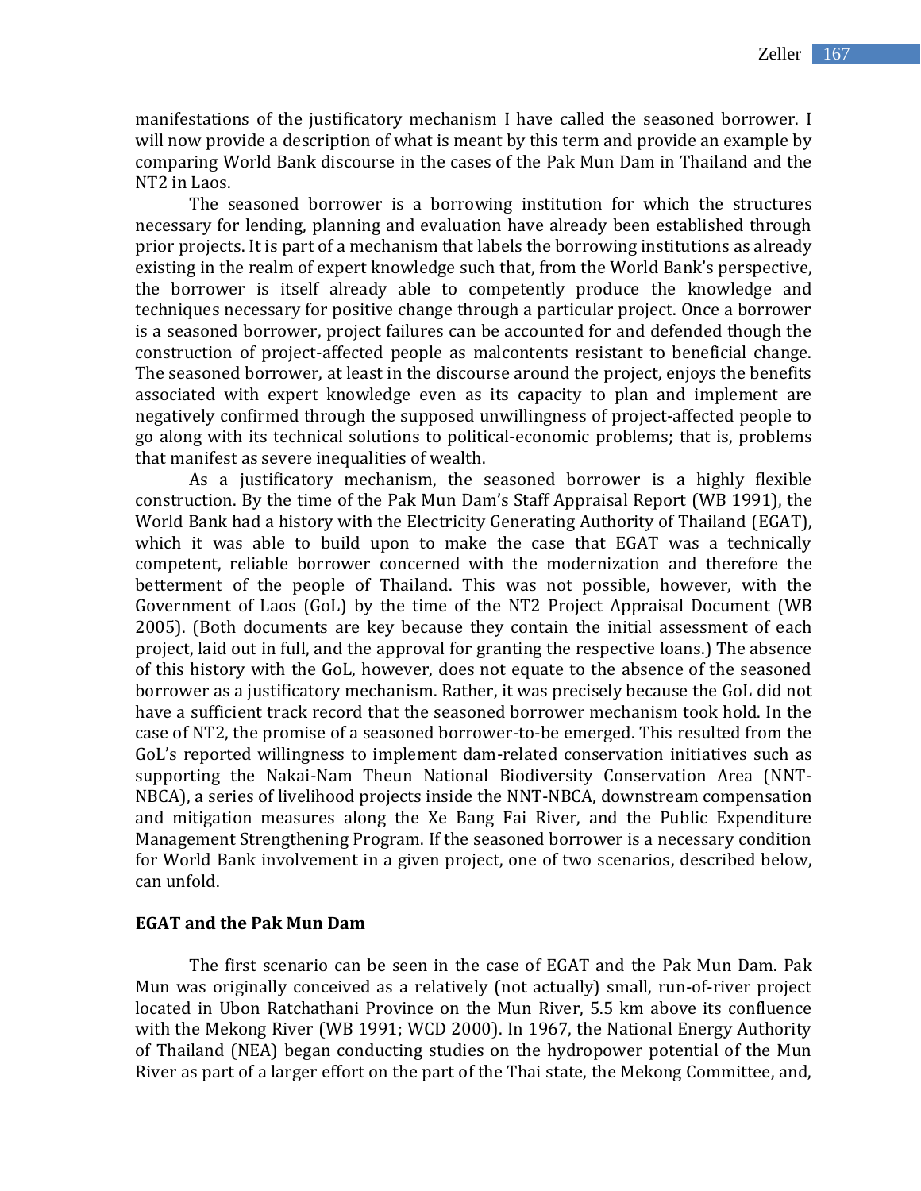manifestations of the justificatory mechanism I have called the seasoned borrower. I will now provide a description of what is meant by this term and provide an example by comparing World Bank discourse in the cases of the Pak Mun Dam in Thailand and the NT2 in Laos.

The seasoned borrower is a borrowing institution for which the structures necessary for lending, planning and evaluation have already been established through prior projects. It is part of a mechanism that labels the borrowing institutions as already existing in the realm of expert knowledge such that, from the World Bank's perspective, the borrower is itself already able to competently produce the knowledge and techniques necessary for positive change through a particular project. Once a borrower is a seasoned borrower, project failures can be accounted for and defended though the construction of project-affected people as malcontents resistant to beneficial change. The seasoned borrower, at least in the discourse around the project, enjoys the benefits associated with expert knowledge even as its capacity to plan and implement are negatively confirmed through the supposed unwillingness of project-affected people to go along with its technical solutions to political-economic problems; that is, problems that manifest as severe inequalities of wealth.

As a justificatory mechanism, the seasoned borrower is a highly flexible construction. By the time of the Pak Mun Dam's Staff Appraisal Report (WB 1991), the World Bank had a history with the Electricity Generating Authority of Thailand (EGAT), which it was able to build upon to make the case that EGAT was a technically competent, reliable borrower concerned with the modernization and therefore the betterment of the people of Thailand. This was not possible, however, with the Government of Laos (GoL) by the time of the NT2 Project Appraisal Document (WB 2005). (Both documents are key because they contain the initial assessment of each project, laid out in full, and the approval for granting the respective loans.) The absence of this history with the GoL, however, does not equate to the absence of the seasoned borrower as a justificatory mechanism. Rather, it was precisely because the GoL did not have a sufficient track record that the seasoned borrower mechanism took hold. In the case of NT2, the promise of a seasoned borrower-to-be emerged. This resulted from the GoL's reported willingness to implement dam-related conservation initiatives such as supporting the Nakai-Nam Theun National Biodiversity Conservation Area (NNT-NBCA), a series of livelihood projects inside the NNT-NBCA, downstream compensation and mitigation measures along the Xe Bang Fai River, and the Public Expenditure Management Strengthening Program. If the seasoned borrower is a necessary condition for World Bank involvement in a given project, one of two scenarios, described below, can unfold.

**EGAT and the Pak Mun Dam**

The first scenario can be seen in the case of EGAT and the Pak Mun Dam. Pak Mun was originally conceived as a relatively (not actually) small, run-of-river project located in Ubon Ratchathani Province on the Mun River, 5.5 km above its confluence with the Mekong River (WB 1991; WCD 2000). In 1967, the National Energy Authority of Thailand (NEA) began conducting studies on the hydropower potential of the Mun River as part of a larger effort on the part of the Thai state, the Mekong Committee, and,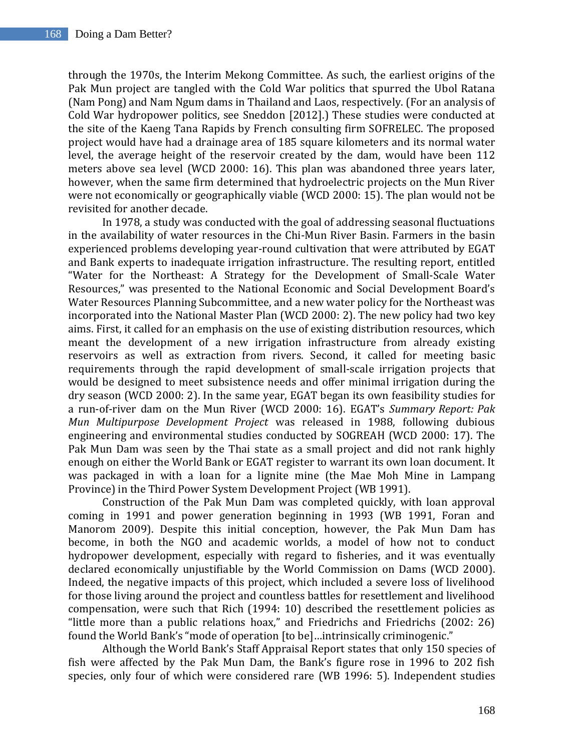through the 1970s, the Interim Mekong Committee. As such, the earliest origins of the Pak Mun project are tangled with the Cold War politics that spurred the Ubol Ratana (Nam Pong) and Nam Ngum dams in Thailand and Laos, respectively. (For an analysis of Cold War hydropower politics, see Sneddon [2012].) These studies were conducted at the site of the Kaeng Tana Rapids by French consulting firm SOFRELEC. The proposed project would have had a drainage area of 185 square kilometers and its normal water level, the average height of the reservoir created by the dam, would have been 112 meters above sea level (WCD 2000: 16). This plan was abandoned three years later, however, when the same firm determined that hydroelectric projects on the Mun River were not economically or geographically viable (WCD 2000: 15). The plan would not be revisited for another decade.

In 1978, a study was conducted with the goal of addressing seasonal fluctuations in the availability of water resources in the Chi-Mun River Basin. Farmers in the basin experienced problems developing year-round cultivation that were attributed by EGAT and Bank experts to inadequate irrigation infrastructure. The resulting report, entitled "Water for the Northeast: A Strategy for the Development of Small-Scale Water Resources," was presented to the National Economic and Social Development Board's Water Resources Planning Subcommittee, and a new water policy for the Northeast was incorporated into the National Master Plan (WCD 2000: 2). The new policy had two key aims. First, it called for an emphasis on the use of existing distribution resources, which meant the development of a new irrigation infrastructure from already existing reservoirs as well as extraction from rivers. Second, it called for meeting basic requirements through the rapid development of small-scale irrigation projects that would be designed to meet subsistence needs and offer minimal irrigation during the dry season (WCD 2000: 2). In the same year, EGAT began its own feasibility studies for a run-of-river dam on the Mun River (WCD 2000: 16). EGAT's *Summary Report: Pak Mun Multipurpose Development Project* was released in 1988, following dubious engineering and environmental studies conducted by SOGREAH (WCD 2000: 17). The Pak Mun Dam was seen by the Thai state as a small project and did not rank highly enough on either the World Bank or EGAT register to warrant its own loan document. It was packaged in with a loan for a lignite mine (the Mae Moh Mine in Lampang Province) in the Third Power System Development Project (WB 1991).

Construction of the Pak Mun Dam was completed quickly, with loan approval coming in 1991 and power generation beginning in 1993 (WB 1991, Foran and Manorom 2009). Despite this initial conception, however, the Pak Mun Dam has become, in both the NGO and academic worlds, a model of how not to conduct hydropower development, especially with regard to fisheries, and it was eventually declared economically unjustifiable by the World Commission on Dams (WCD 2000). Indeed, the negative impacts of this project, which included a severe loss of livelihood for those living around the project and countless battles for resettlement and livelihood compensation, were such that Rich (1994: 10) described the resettlement policies as "little more than a public relations hoax," and Friedrichs and Friedrichs (2002: 26) found the World Bank's "mode of operation [to be]…intrinsically criminogenic."

Although the World Bank's Staff Appraisal Report states that only 150 species of fish were affected by the Pak Mun Dam, the Bank's figure rose in 1996 to 202 fish species, only four of which were considered rare (WB 1996: 5). Independent studies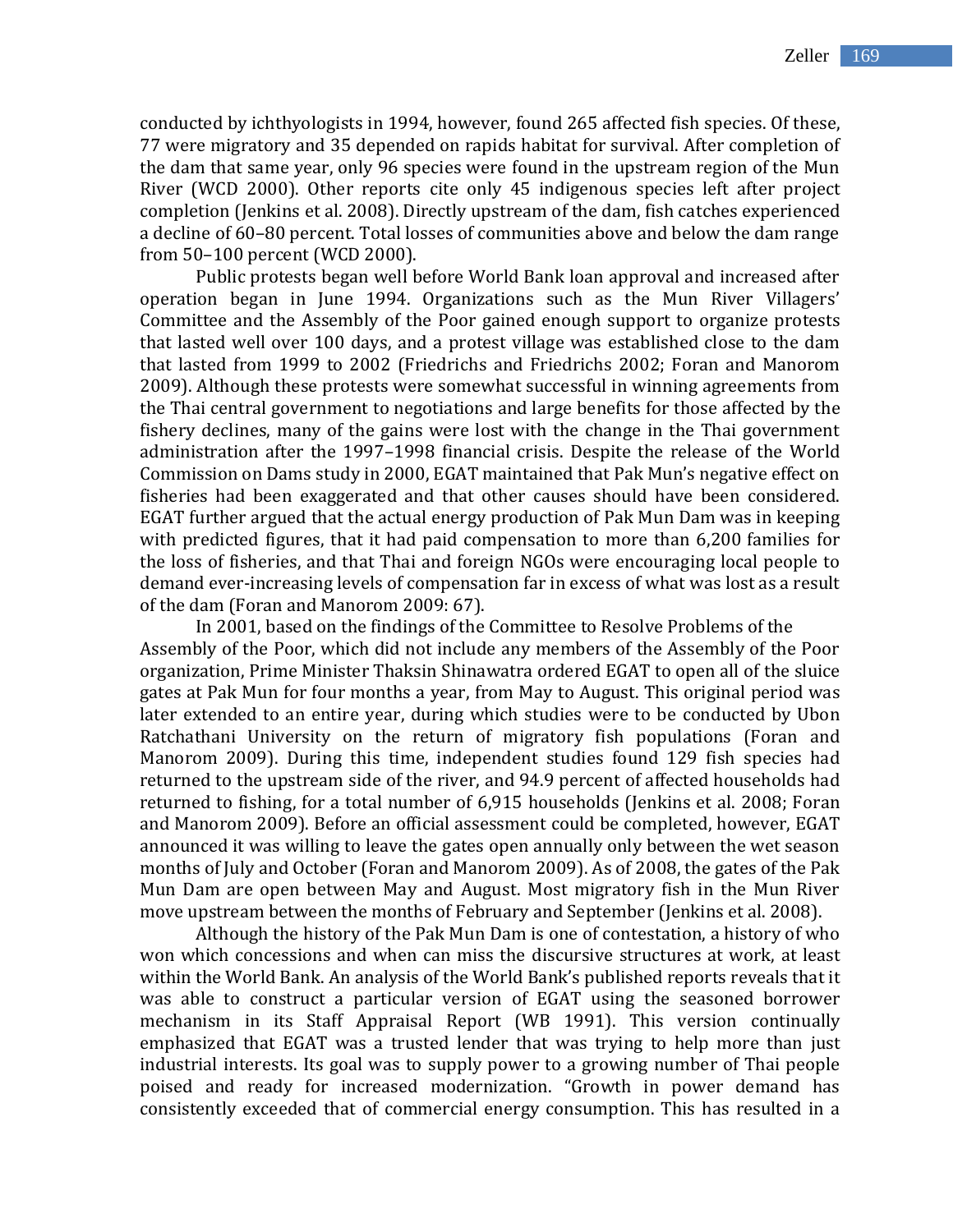conducted by ichthyologists in 1994, however, found 265 affected fish species. Of these, 77 were migratory and 35 depended on rapids habitat for survival. After completion of the dam that same year, only 96 species were found in the upstream region of the Mun River (WCD 2000). Other reports cite only 45 indigenous species left after project completion (Jenkins et al. 2008). Directly upstream of the dam, fish catches experienced a decline of 60–80 percent. Total losses of communities above and below the dam range from 50–100 percent (WCD 2000).

Public protests began well before World Bank loan approval and increased after operation began in June 1994. Organizations such as the Mun River Villagers' Committee and the Assembly of the Poor gained enough support to organize protests that lasted well over 100 days, and a protest village was established close to the dam that lasted from 1999 to 2002 (Friedrichs and Friedrichs 2002; Foran and Manorom 2009). Although these protests were somewhat successful in winning agreements from the Thai central government to negotiations and large benefits for those affected by the fishery declines, many of the gains were lost with the change in the Thai government administration after the 1997–1998 financial crisis. Despite the release of the World Commission on Dams study in 2000, EGAT maintained that Pak Mun's negative effect on fisheries had been exaggerated and that other causes should have been considered. EGAT further argued that the actual energy production of Pak Mun Dam was in keeping with predicted figures, that it had paid compensation to more than 6,200 families for the loss of fisheries, and that Thai and foreign NGOs were encouraging local people to demand ever-increasing levels of compensation far in excess of what was lost as a result of the dam (Foran and Manorom 2009: 67).

In 2001, based on the findings of the Committee to Resolve Problems of the Assembly of the Poor, which did not include any members of the Assembly of the Poor organization, Prime Minister Thaksin Shinawatra ordered EGAT to open all of the sluice gates at Pak Mun for four months a year, from May to August. This original period was later extended to an entire year, during which studies were to be conducted by Ubon Ratchathani University on the return of migratory fish populations (Foran and Manorom 2009). During this time, independent studies found 129 fish species had returned to the upstream side of the river, and 94.9 percent of affected households had returned to fishing, for a total number of 6,915 households (Jenkins et al. 2008; Foran and Manorom 2009). Before an official assessment could be completed, however, EGAT announced it was willing to leave the gates open annually only between the wet season months of July and October (Foran and Manorom 2009). As of 2008, the gates of the Pak Mun Dam are open between May and August. Most migratory fish in the Mun River move upstream between the months of February and September (Jenkins et al. 2008).

Although the history of the Pak Mun Dam is one of contestation, a history of who won which concessions and when can miss the discursive structures at work, at least within the World Bank. An analysis of the World Bank's published reports reveals that it was able to construct a particular version of EGAT using the seasoned borrower mechanism in its Staff Appraisal Report (WB 1991). This version continually emphasized that EGAT was a trusted lender that was trying to help more than just industrial interests. Its goal was to supply power to a growing number of Thai people poised and ready for increased modernization. "Growth in power demand has consistently exceeded that of commercial energy consumption. This has resulted in a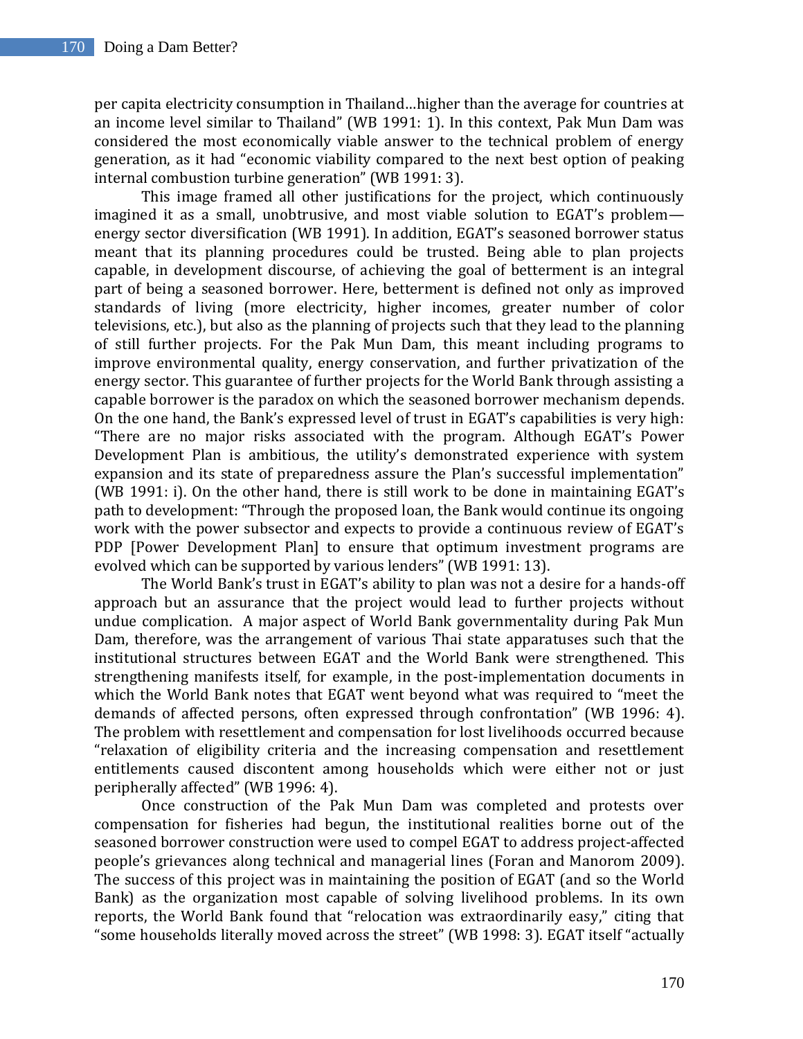per capita electricity consumption in Thailand…higher than the average for countries at an income level similar to Thailand" (WB 1991: 1). In this context, Pak Mun Dam was considered the most economically viable answer to the technical problem of energy generation, as it had "economic viability compared to the next best option of peaking internal combustion turbine generation" (WB 1991: 3).

This image framed all other justifications for the project, which continuously imagined it as a small, unobtrusive, and most viable solution to EGAT's problem—energy sector diversification (WB 1991). In addition, EGAT's seasoned borrower status meant that its planning procedures could be trusted. Being able to plan projects capable, in development discourse, of achieving the goal of betterment is an integral part of being a seasoned borrower. Here, betterment is defined not only as improved standards of living (more electricity, higher incomes, greater number of color televisions, etc.), but also as the planning of projects such that they lead to the planning of still further projects. For the Pak Mun Dam, this meant including programs to improve environmental quality, energy conservation, and further privatization of the energy sector. This guarantee of further projects for the World Bank through assisting a capable borrower is the paradox on which the seasoned borrower mechanism depends. On the one hand, the Bank's expressed level of trust in EGAT's capabilities is very high: "There are no major risks associated with the program. Although EGAT's Power Development Plan is ambitious, the utility's demonstrated experience with system expansion and its state of preparedness assure the Plan's successful implementation" (WB 1991: i). On the other hand, there is still work to be done in maintaining EGAT's path to development: "Through the proposed loan, the Bank would continue its ongoing work with the power subsector and expects to provide a continuous review of EGAT's PDP [Power Development Plan] to ensure that optimum investment programs are evolved which can be supported by various lenders" (WB 1991: 13).

The World Bank's trust in EGAT's ability to plan was not a desire for a hands-off approach but an assurance that the project would lead to further projects without undue complication. A major aspect of World Bank governmentality during Pak Mun Dam, therefore, was the arrangement of various Thai state apparatuses such that the institutional structures between EGAT and the World Bank were strengthened. This strengthening manifests itself, for example, in the post-implementation documents in which the World Bank notes that EGAT went beyond what was required to "meet the demands of affected persons, often expressed through confrontation" (WB 1996: 4). The problem with resettlement and compensation for lost livelihoods occurred because "relaxation of eligibility criteria and the increasing compensation and resettlement entitlements caused discontent among households which were either not or just peripherally affected" (WB 1996: 4).

Once construction of the Pak Mun Dam was completed and protests over compensation for fisheries had begun, the institutional realities borne out of the seasoned borrower construction were used to compel EGAT to address project-affected people's grievances along technical and managerial lines (Foran and Manorom 2009). The success of this project was in maintaining the position of EGAT (and so the World Bank) as the organization most capable of solving livelihood problems. In its own reports, the World Bank found that "relocation was extraordinarily easy," citing that "some households literally moved across the street" (WB 1998: 3). EGAT itself "actually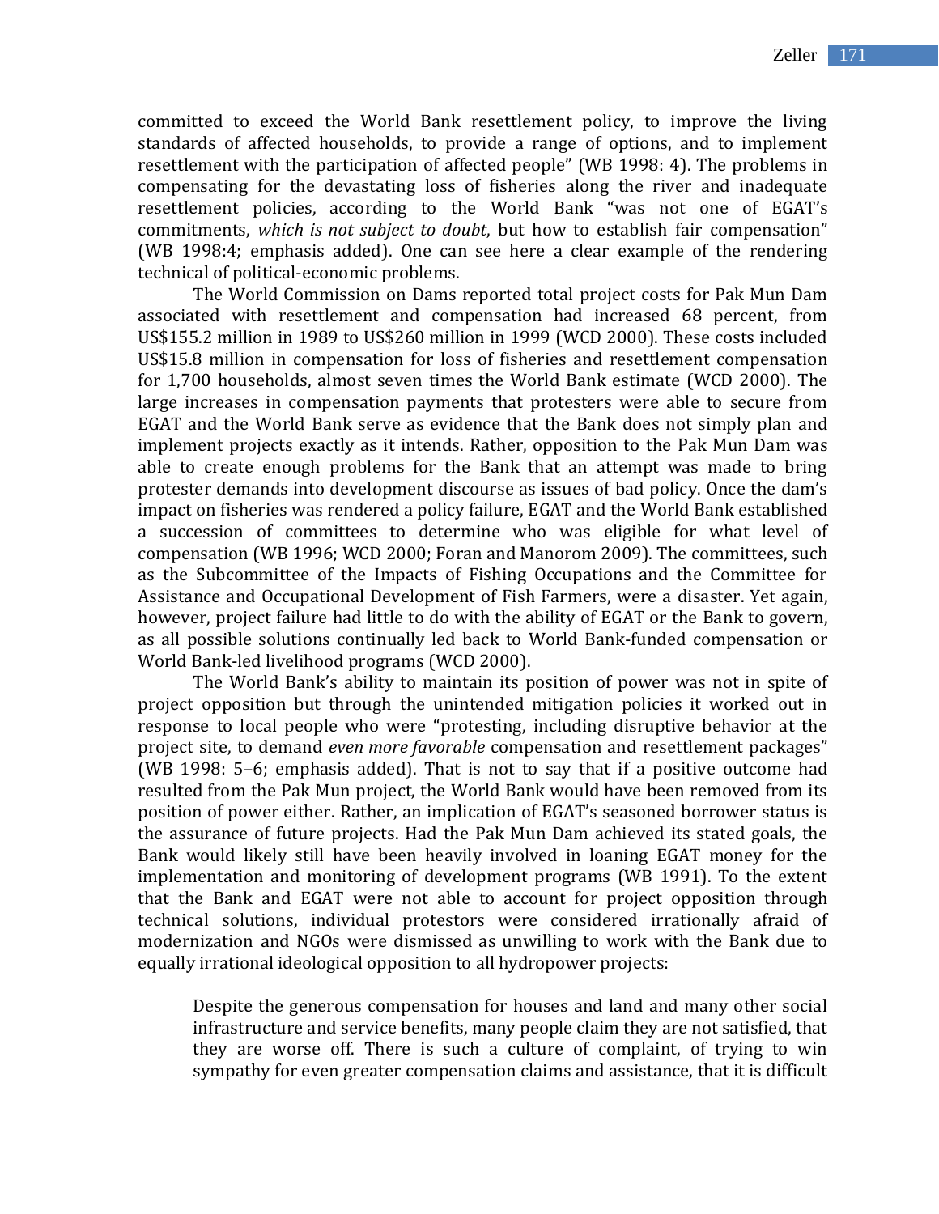committed to exceed the World Bank resettlement policy, to improve the living standards of affected households, to provide a range of options, and to implement resettlement with the participation of affected people" (WB 1998: 4). The problems in compensating for the devastating loss of fisheries along the river and inadequate resettlement policies, according to the World Bank "was not one of EGAT's commitments, *which is not subject to doubt*, but how to establish fair compensation" (WB 1998:4; emphasis added). One can see here a clear example of the rendering technical of political-economic problems.

The World Commission on Dams reported total project costs for Pak Mun Dam associated with resettlement and compensation had increased 68 percent, from US$155.2 million in 1989 to US$260 million in 1999 (WCD 2000). These costs included US$15.8 million in compensation for loss of fisheries and resettlement compensation for 1,700 households, almost seven times the World Bank estimate (WCD 2000). The large increases in compensation payments that protesters were able to secure from EGAT and the World Bank serve as evidence that the Bank does not simply plan and implement projects exactly as it intends. Rather, opposition to the Pak Mun Dam was able to create enough problems for the Bank that an attempt was made to bring protester demands into development discourse as issues of bad policy. Once the dam's impact on fisheries was rendered a policy failure, EGAT and the World Bank established a succession of committees to determine who was eligible for what level of compensation (WB 1996; WCD 2000; Foran and Manorom 2009). The committees, such as the Subcommittee of the Impacts of Fishing Occupations and the Committee for Assistance and Occupational Development of Fish Farmers, were a disaster. Yet again, however, project failure had little to do with the ability of EGAT or the Bank to govern, as all possible solutions continually led back to World Bank-funded compensation or World Bank-led livelihood programs (WCD 2000).

The World Bank's ability to maintain its position of power was not in spite of project opposition but through the unintended mitigation policies it worked out in response to local people who were "protesting, including disruptive behavior at the project site, to demand *even more favorable* compensation and resettlement packages" (WB 1998: 5–6; emphasis added). That is not to say that if a positive outcome had resulted from the Pak Mun project, the World Bank would have been removed from its position of power either. Rather, an implication of EGAT's seasoned borrower status is the assurance of future projects. Had the Pak Mun Dam achieved its stated goals, the Bank would likely still have been heavily involved in loaning EGAT money for the implementation and monitoring of development programs (WB 1991). To the extent that the Bank and EGAT were not able to account for project opposition through technical solutions, individual protestors were considered irrationally afraid of modernization and NGOs were dismissed as unwilling to work with the Bank due to equally irrational ideological opposition to all hydropower projects:

> Despite the generous compensation for houses and land and many other social infrastructure and service benefits, many people claim they are not satisfied, that they are worse off. There is such a culture of complaint, of trying to win sympathy for even greater compensation claims and assistance, that it is difficult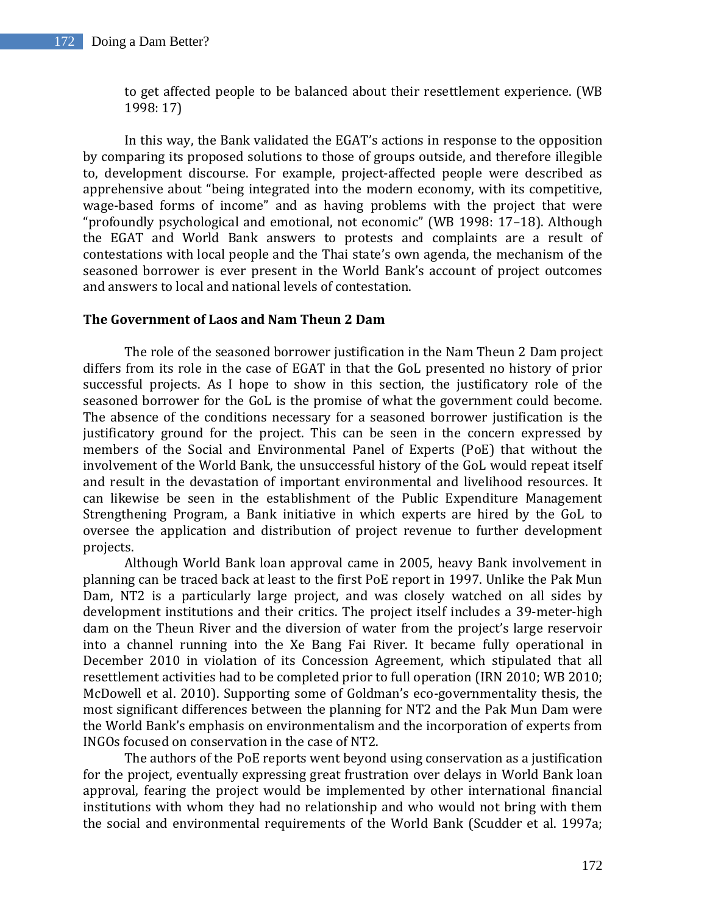to get affected people to be balanced about their resettlement experience. (WB 1998: 17)

In this way, the Bank validated the EGAT's actions in response to the opposition by comparing its proposed solutions to those of groups outside, and therefore illegible to, development discourse. For example, project-affected people were described as apprehensive about "being integrated into the modern economy, with its competitive, wage-based forms of income" and as having problems with the project that were "profoundly psychological and emotional, not economic" (WB 1998: 17–18). Although the EGAT and World Bank answers to protests and complaints are a result of contestations with local people and the Thai state's own agenda, the mechanism of the seasoned borrower is ever present in the World Bank's account of project outcomes and answers to local and national levels of contestation.

**The Government of Laos and Nam Theun 2 Dam**

The role of the seasoned borrower justification in the Nam Theun 2 Dam project differs from its role in the case of EGAT in that the GoL presented no history of prior successful projects. As I hope to show in this section, the justificatory role of the seasoned borrower for the GoL is the promise of what the government could become. The absence of the conditions necessary for a seasoned borrower justification is the justificatory ground for the project. This can be seen in the concern expressed by members of the Social and Environmental Panel of Experts (PoE) that without the involvement of the World Bank, the unsuccessful history of the GoL would repeat itself and result in the devastation of important environmental and livelihood resources. It can likewise be seen in the establishment of the Public Expenditure Management Strengthening Program, a Bank initiative in which experts are hired by the GoL to oversee the application and distribution of project revenue to further development projects.

Although World Bank loan approval came in 2005, heavy Bank involvement in planning can be traced back at least to the first PoE report in 1997. Unlike the Pak Mun Dam, NT2 is a particularly large project, and was closely watched on all sides by development institutions and their critics. The project itself includes a 39-meter-high dam on the Theun River and the diversion of water from the project's large reservoir into a channel running into the Xe Bang Fai River. It became fully operational in December 2010 in violation of its Concession Agreement, which stipulated that all resettlement activities had to be completed prior to full operation (IRN 2010; WB 2010; McDowell et al. 2010). Supporting some of Goldman's eco-governmentality thesis, the most significant differences between the planning for NT2 and the Pak Mun Dam were the World Bank's emphasis on environmentalism and the incorporation of experts from INGOs focused on conservation in the case of NT2.

The authors of the PoE reports went beyond using conservation as a justification for the project, eventually expressing great frustration over delays in World Bank loan approval, fearing the project would be implemented by other international financial institutions with whom they had no relationship and who would not bring with them the social and environmental requirements of the World Bank (Scudder et al. 1997a;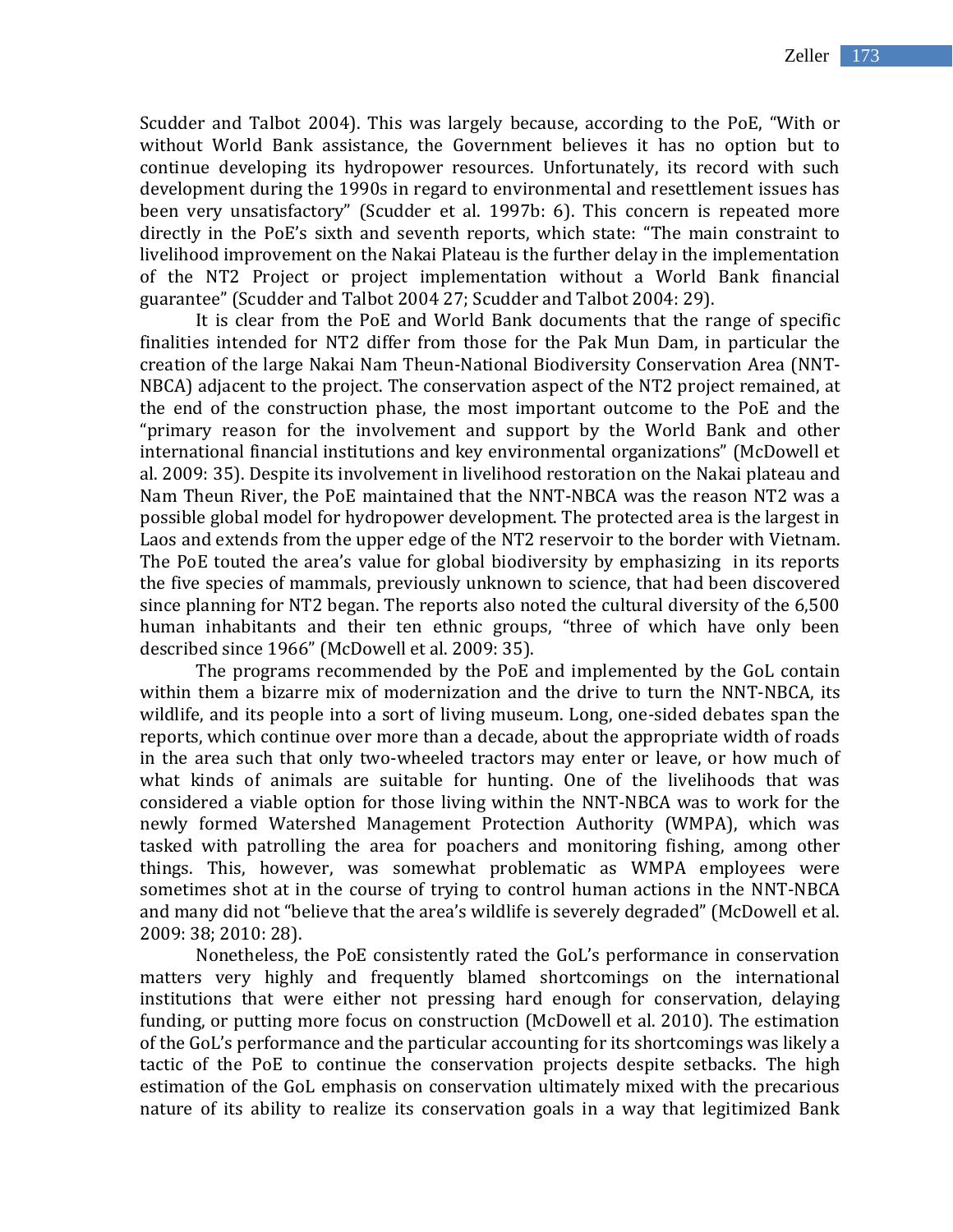Scudder and Talbot 2004). This was largely because, according to the PoE, "With or without World Bank assistance, the Government believes it has no option but to continue developing its hydropower resources. Unfortunately, its record with such development during the 1990s in regard to environmental and resettlement issues has been very unsatisfactory" (Scudder et al. 1997b: 6). This concern is repeated more directly in the PoE's sixth and seventh reports, which state: "The main constraint to livelihood improvement on the Nakai Plateau is the further delay in the implementation of the NT2 Project or project implementation without a World Bank financial guarantee" (Scudder and Talbot 2004 27; Scudder and Talbot 2004: 29).

It is clear from the PoE and World Bank documents that the range of specific finalities intended for NT2 differ from those for the Pak Mun Dam, in particular the creation of the large Nakai Nam Theun-National Biodiversity Conservation Area (NNT-NBCA) adjacent to the project. The conservation aspect of the NT2 project remained, at the end of the construction phase, the most important outcome to the PoE and the "primary reason for the involvement and support by the World Bank and other international financial institutions and key environmental organizations" (McDowell et al. 2009: 35). Despite its involvement in livelihood restoration on the Nakai plateau and Nam Theun River, the PoE maintained that the NNT-NBCA was the reason NT2 was a possible global model for hydropower development. The protected area is the largest in Laos and extends from the upper edge of the NT2 reservoir to the border with Vietnam. The PoE touted the area's value for global biodiversity by emphasizing in its reports the five species of mammals, previously unknown to science, that had been discovered since planning for NT2 began. The reports also noted the cultural diversity of the 6,500 human inhabitants and their ten ethnic groups, "three of which have only been described since 1966" (McDowell et al. 2009: 35).

The programs recommended by the PoE and implemented by the GoL contain within them a bizarre mix of modernization and the drive to turn the NNT-NBCA, its wildlife, and its people into a sort of living museum. Long, one-sided debates span the reports, which continue over more than a decade, about the appropriate width of roads in the area such that only two-wheeled tractors may enter or leave, or how much of what kinds of animals are suitable for hunting. One of the livelihoods that was considered a viable option for those living within the NNT-NBCA was to work for the newly formed Watershed Management Protection Authority (WMPA), which was tasked with patrolling the area for poachers and monitoring fishing, among other things. This, however, was somewhat problematic as WMPA employees were sometimes shot at in the course of trying to control human actions in the NNT-NBCA and many did not "believe that the area's wildlife is severely degraded" (McDowell et al. 2009: 38; 2010: 28).

Nonetheless, the PoE consistently rated the GoL's performance in conservation matters very highly and frequently blamed shortcomings on the international institutions that were either not pressing hard enough for conservation, delaying funding, or putting more focus on construction (McDowell et al. 2010). The estimation of the GoL's performance and the particular accounting for its shortcomings was likely a tactic of the PoE to continue the conservation projects despite setbacks. The high estimation of the GoL emphasis on conservation ultimately mixed with the precarious nature of its ability to realize its conservation goals in a way that legitimized Bank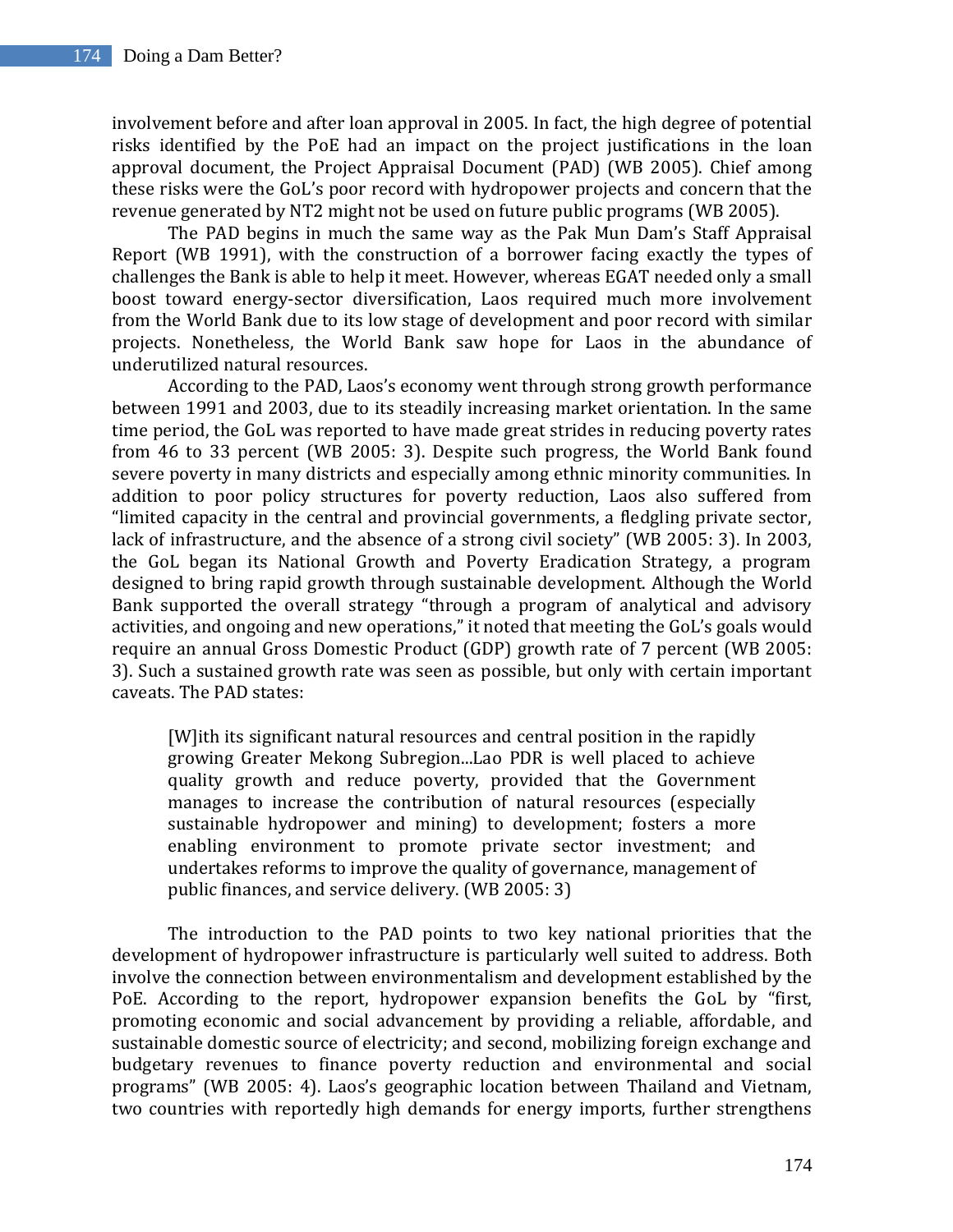involvement before and after loan approval in 2005. In fact, the high degree of potential risks identified by the PoE had an impact on the project justifications in the loan approval document, the Project Appraisal Document (PAD) (WB 2005). Chief among these risks were the GoL's poor record with hydropower projects and concern that the revenue generated by NT2 might not be used on future public programs (WB 2005).

The PAD begins in much the same way as the Pak Mun Dam's Staff Appraisal Report (WB 1991), with the construction of a borrower facing exactly the types of challenges the Bank is able to help it meet. However, whereas EGAT needed only a small boost toward energy-sector diversification, Laos required much more involvement from the World Bank due to its low stage of development and poor record with similar projects. Nonetheless, the World Bank saw hope for Laos in the abundance of underutilized natural resources.

According to the PAD, Laos's economy went through strong growth performance between 1991 and 2003, due to its steadily increasing market orientation. In the same time period, the GoL was reported to have made great strides in reducing poverty rates from 46 to 33 percent (WB 2005: 3). Despite such progress, the World Bank found severe poverty in many districts and especially among ethnic minority communities. In addition to poor policy structures for poverty reduction, Laos also suffered from "limited capacity in the central and provincial governments, a fledgling private sector, lack of infrastructure, and the absence of a strong civil society" (WB 2005: 3). In 2003, the GoL began its National Growth and Poverty Eradication Strategy, a program designed to bring rapid growth through sustainable development. Although the World Bank supported the overall strategy "through a program of analytical and advisory activities, and ongoing and new operations," it noted that meeting the GoL's goals would require an annual Gross Domestic Product (GDP) growth rate of 7 percent (WB 2005: 3). Such a sustained growth rate was seen as possible, but only with certain important caveats. The PAD states:

> [W]ith its significant natural resources and central position in the rapidly growing Greater Mekong Subregion...Lao PDR is well placed to achieve quality growth and reduce poverty, provided that the Government manages to increase the contribution of natural resources (especially sustainable hydropower and mining) to development; fosters a more enabling environment to promote private sector investment; and undertakes reforms to improve the quality of governance, management of public finances, and service delivery. (WB 2005: 3)

The introduction to the PAD points to two key national priorities that the development of hydropower infrastructure is particularly well suited to address. Both involve the connection between environmentalism and development established by the PoE. According to the report, hydropower expansion benefits the GoL by "first, promoting economic and social advancement by providing a reliable, affordable, and sustainable domestic source of electricity; and second, mobilizing foreign exchange and budgetary revenues to finance poverty reduction and environmental and social programs" (WB 2005: 4). Laos's geographic location between Thailand and Vietnam, two countries with reportedly high demands for energy imports, further strengthens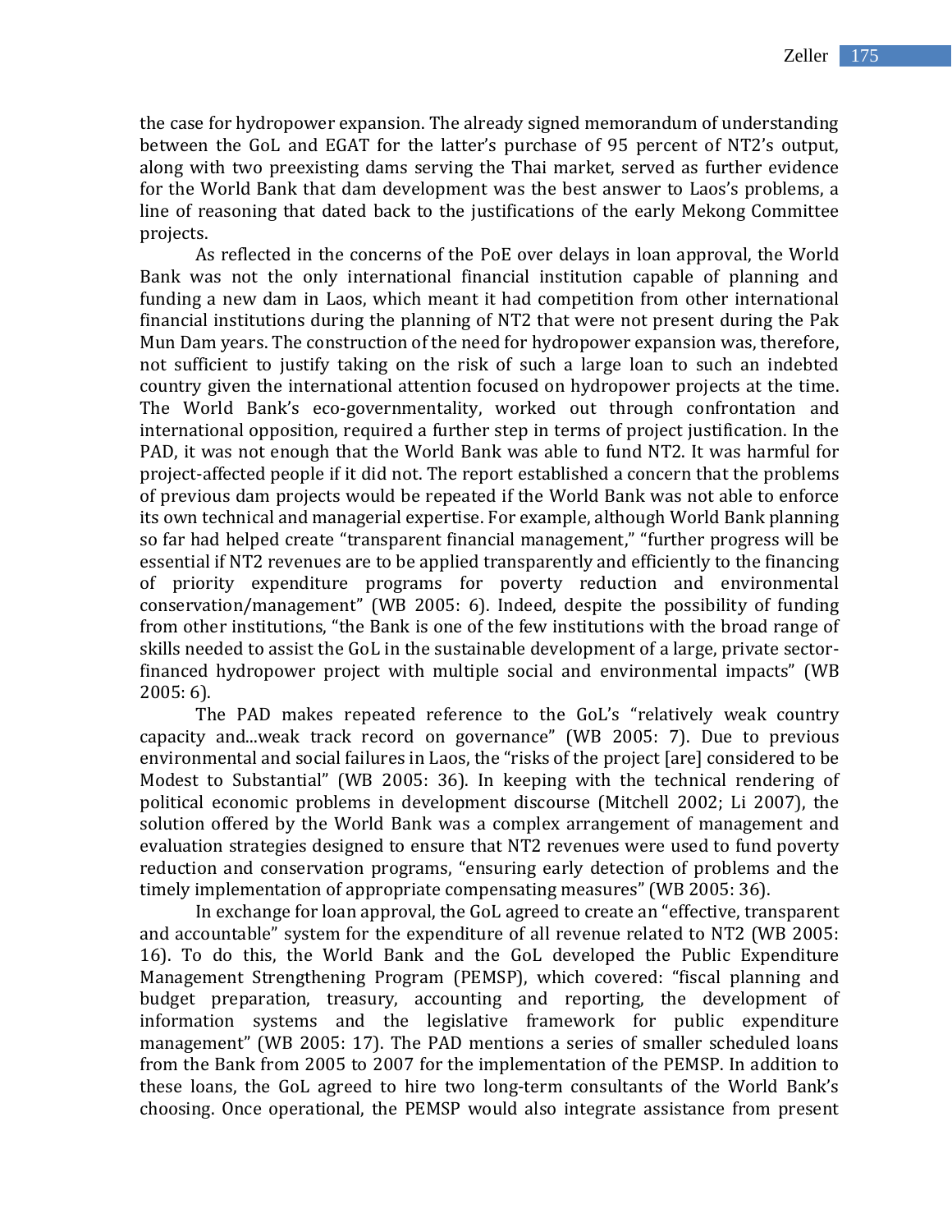the case for hydropower expansion. The already signed memorandum of understanding between the GoL and EGAT for the latter's purchase of 95 percent of NT2's output, along with two preexisting dams serving the Thai market, served as further evidence for the World Bank that dam development was the best answer to Laos's problems, a line of reasoning that dated back to the justifications of the early Mekong Committee projects.

As reflected in the concerns of the PoE over delays in loan approval, the World Bank was not the only international financial institution capable of planning and funding a new dam in Laos, which meant it had competition from other international financial institutions during the planning of NT2 that were not present during the Pak Mun Dam years. The construction of the need for hydropower expansion was, therefore, not sufficient to justify taking on the risk of such a large loan to such an indebted country given the international attention focused on hydropower projects at the time. The World Bank's eco-governmentality, worked out through confrontation and international opposition, required a further step in terms of project justification. In the PAD, it was not enough that the World Bank was able to fund NT2. It was harmful for project-affected people if it did not. The report established a concern that the problems of previous dam projects would be repeated if the World Bank was not able to enforce its own technical and managerial expertise. For example, although World Bank planning so far had helped create "transparent financial management," "further progress will be essential if NT2 revenues are to be applied transparently and efficiently to the financing of priority expenditure programs for poverty reduction and environmental conservation/management" (WB 2005: 6). Indeed, despite the possibility of funding from other institutions, "the Bank is one of the few institutions with the broad range of skills needed to assist the GoL in the sustainable development of a large, private sector-financed hydropower project with multiple social and environmental impacts" (WB 2005: 6).

The PAD makes repeated reference to the GoL's "relatively weak country capacity and...weak track record on governance" (WB 2005: 7). Due to previous environmental and social failures in Laos, the "risks of the project [are] considered to be Modest to Substantial" (WB 2005: 36). In keeping with the technical rendering of political economic problems in development discourse (Mitchell 2002; Li 2007), the solution offered by the World Bank was a complex arrangement of management and evaluation strategies designed to ensure that NT2 revenues were used to fund poverty reduction and conservation programs, "ensuring early detection of problems and the timely implementation of appropriate compensating measures" (WB 2005: 36).

In exchange for loan approval, the GoL agreed to create an "effective, transparent and accountable" system for the expenditure of all revenue related to NT2 (WB 2005: 16). To do this, the World Bank and the GoL developed the Public Expenditure Management Strengthening Program (PEMSP), which covered: "fiscal planning and budget preparation, treasury, accounting and reporting, the development of information systems and the legislative framework for public expenditure management" (WB 2005: 17). The PAD mentions a series of smaller scheduled loans from the Bank from 2005 to 2007 for the implementation of the PEMSP. In addition to these loans, the GoL agreed to hire two long-term consultants of the World Bank's choosing. Once operational, the PEMSP would also integrate assistance from present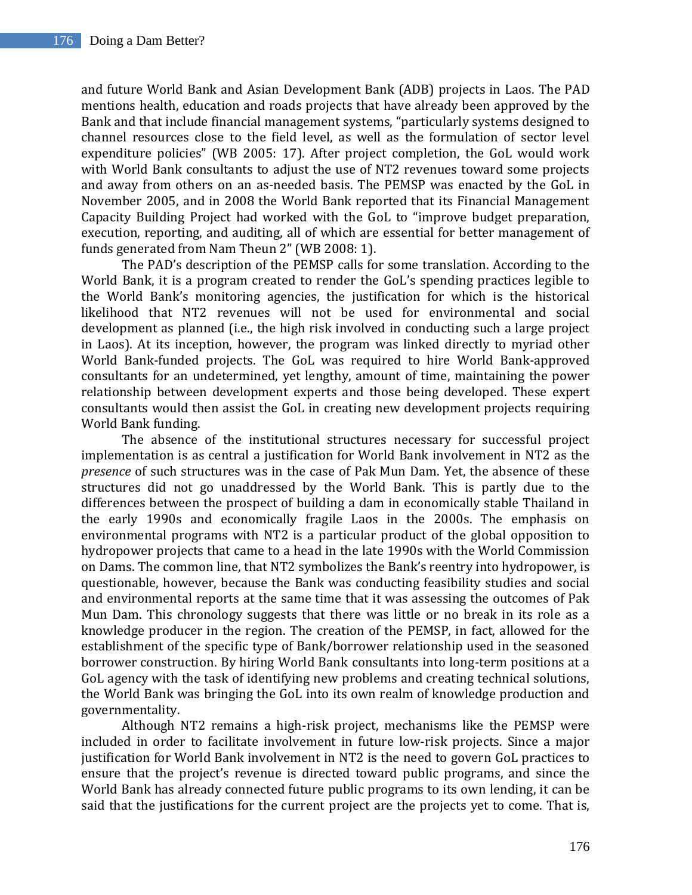and future World Bank and Asian Development Bank (ADB) projects in Laos. The PAD mentions health, education and roads projects that have already been approved by the Bank and that include financial management systems, "particularly systems designed to channel resources close to the field level, as well as the formulation of sector level expenditure policies" (WB 2005: 17). After project completion, the GoL would work with World Bank consultants to adjust the use of NT2 revenues toward some projects and away from others on an as-needed basis. The PEMSP was enacted by the GoL in November 2005, and in 2008 the World Bank reported that its Financial Management Capacity Building Project had worked with the GoL to "improve budget preparation, execution, reporting, and auditing, all of which are essential for better management of funds generated from Nam Theun 2" (WB 2008: 1).

The PAD's description of the PEMSP calls for some translation. According to the World Bank, it is a program created to render the GoL's spending practices legible to the World Bank's monitoring agencies, the justification for which is the historical likelihood that NT2 revenues will not be used for environmental and social development as planned (i.e., the high risk involved in conducting such a large project in Laos). At its inception, however, the program was linked directly to myriad other World Bank-funded projects. The GoL was required to hire World Bank-approved consultants for an undetermined, yet lengthy, amount of time, maintaining the power relationship between development experts and those being developed. These expert consultants would then assist the GoL in creating new development projects requiring World Bank funding.

The absence of the institutional structures necessary for successful project implementation is as central a justification for World Bank involvement in NT2 as the *presence* of such structures was in the case of Pak Mun Dam. Yet, the absence of these structures did not go unaddressed by the World Bank. This is partly due to the differences between the prospect of building a dam in economically stable Thailand in the early 1990s and economically fragile Laos in the 2000s. The emphasis on environmental programs with NT2 is a particular product of the global opposition to hydropower projects that came to a head in the late 1990s with the World Commission on Dams. The common line, that NT2 symbolizes the Bank's reentry into hydropower, is questionable, however, because the Bank was conducting feasibility studies and social and environmental reports at the same time that it was assessing the outcomes of Pak Mun Dam. This chronology suggests that there was little or no break in its role as a knowledge producer in the region. The creation of the PEMSP, in fact, allowed for the establishment of the specific type of Bank/borrower relationship used in the seasoned borrower construction. By hiring World Bank consultants into long-term positions at a GoL agency with the task of identifying new problems and creating technical solutions, the World Bank was bringing the GoL into its own realm of knowledge production and governmentality.

Although NT2 remains a high-risk project, mechanisms like the PEMSP were included in order to facilitate involvement in future low-risk projects. Since a major justification for World Bank involvement in NT2 is the need to govern GoL practices to ensure that the project's revenue is directed toward public programs, and since the World Bank has already connected future public programs to its own lending, it can be said that the justifications for the current project are the projects yet to come. That is,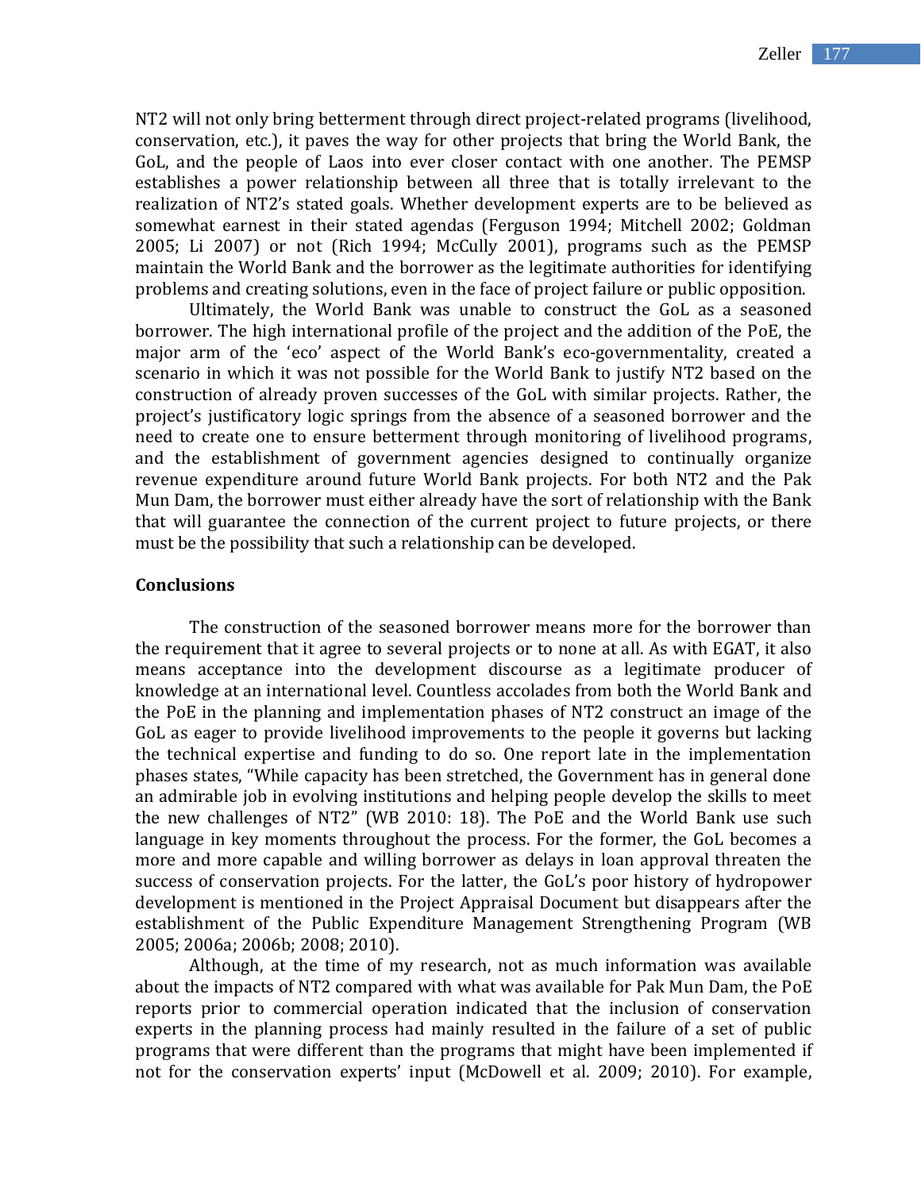NT2 will not only bring betterment through direct project-related programs (livelihood, conservation, etc.), it paves the way for other projects that bring the World Bank, the GoL, and the people of Laos into ever closer contact with one another. The PEMSP establishes a power relationship between all three that is totally irrelevant to the realization of NT2's stated goals. Whether development experts are to be believed as somewhat earnest in their stated agendas (Ferguson 1994; Mitchell 2002; Goldman 2005; Li 2007) or not (Rich 1994; McCully 2001), programs such as the PEMSP maintain the World Bank and the borrower as the legitimate authorities for identifying problems and creating solutions, even in the face of project failure or public opposition.

Ultimately, the World Bank was unable to construct the GoL as a seasoned borrower. The high international profile of the project and the addition of the PoE, the major arm of the 'eco' aspect of the World Bank's eco-governmentality, created a scenario in which it was not possible for the World Bank to justify NT2 based on the construction of already proven successes of the GoL with similar projects. Rather, the project's justificatory logic springs from the absence of a seasoned borrower and the need to create one to ensure betterment through monitoring of livelihood programs, and the establishment of government agencies designed to continually organize revenue expenditure around future World Bank projects. For both NT2 and the Pak Mun Dam, the borrower must either already have the sort of relationship with the Bank that will guarantee the connection of the current project to future projects, or there must be the possibility that such a relationship can be developed.

## Conclusions

The construction of the seasoned borrower means more for the borrower than the requirement that it agree to several projects or to none at all. As with EGAT, it also means acceptance into the development discourse as a legitimate producer of knowledge at an international level. Countless accolades from both the World Bank and the PoE in the planning and implementation phases of NT2 construct an image of the GoL as eager to provide livelihood improvements to the people it governs but lacking the technical expertise and funding to do so. One report late in the implementation phases states, "While capacity has been stretched, the Government has in general done an admirable job in evolving institutions and helping people develop the skills to meet the new challenges of NT2" (WB 2010: 18). The PoE and the World Bank use such language in key moments throughout the process. For the former, the GoL becomes a more and more capable and willing borrower as delays in loan approval threaten the success of conservation projects. For the latter, the GoL's poor history of hydropower development is mentioned in the Project Appraisal Document but disappears after the establishment of the Public Expenditure Management Strengthening Program (WB 2005; 2006a; 2006b; 2008; 2010).

Although, at the time of my research, not as much information was available about the impacts of NT2 compared with what was available for Pak Mun Dam, the PoE reports prior to commercial operation indicated that the inclusion of conservation experts in the planning process had mainly resulted in the failure of a set of public programs that were different than the programs that might have been implemented if not for the conservation experts' input (McDowell et al. 2009; 2010). For example,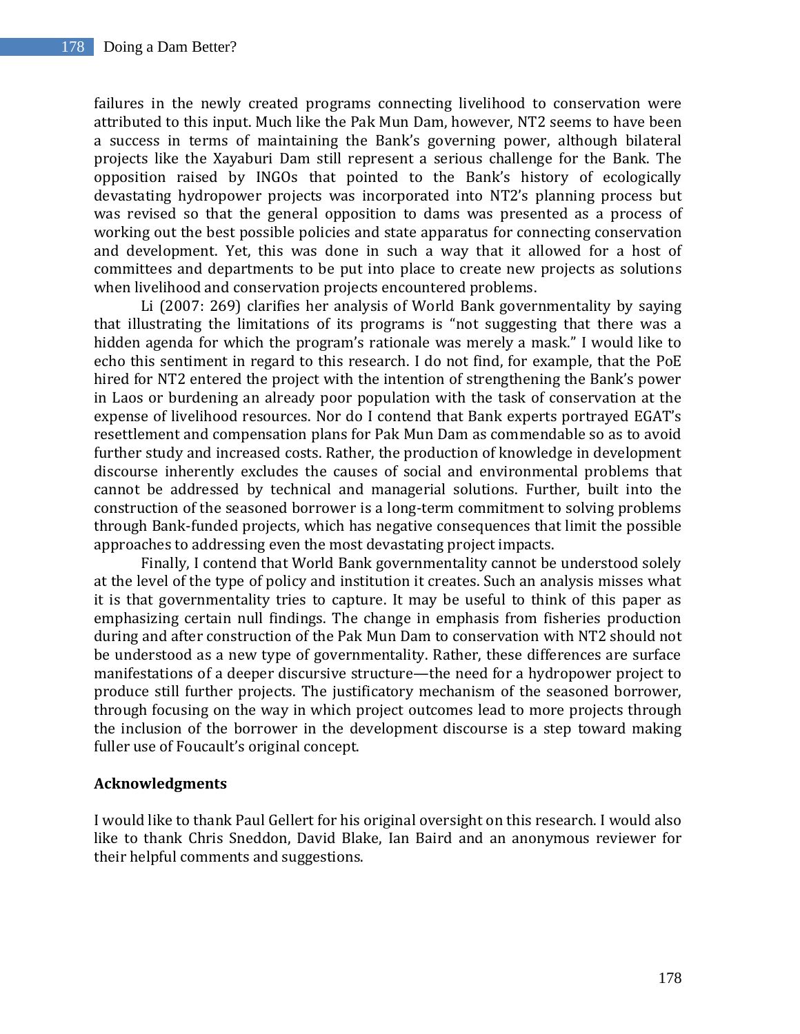failures in the newly created programs connecting livelihood to conservation were attributed to this input. Much like the Pak Mun Dam, however, NT2 seems to have been a success in terms of maintaining the Bank's governing power, although bilateral projects like the Xayaburi Dam still represent a serious challenge for the Bank. The opposition raised by INGOs that pointed to the Bank's history of ecologically devastating hydropower projects was incorporated into NT2's planning process but was revised so that the general opposition to dams was presented as a process of working out the best possible policies and state apparatus for connecting conservation and development. Yet, this was done in such a way that it allowed for a host of committees and departments to be put into place to create new projects as solutions when livelihood and conservation projects encountered problems.

Li (2007: 269) clarifies her analysis of World Bank governmentality by saying that illustrating the limitations of its programs is "not suggesting that there was a hidden agenda for which the program's rationale was merely a mask." I would like to echo this sentiment in regard to this research. I do not find, for example, that the PoE hired for NT2 entered the project with the intention of strengthening the Bank's power in Laos or burdening an already poor population with the task of conservation at the expense of livelihood resources. Nor do I contend that Bank experts portrayed EGAT's resettlement and compensation plans for Pak Mun Dam as commendable so as to avoid further study and increased costs. Rather, the production of knowledge in development discourse inherently excludes the causes of social and environmental problems that cannot be addressed by technical and managerial solutions. Further, built into the construction of the seasoned borrower is a long-term commitment to solving problems through Bank-funded projects, which has negative consequences that limit the possible approaches to addressing even the most devastating project impacts.

Finally, I contend that World Bank governmentality cannot be understood solely at the level of the type of policy and institution it creates. Such an analysis misses what it is that governmentality tries to capture. It may be useful to think of this paper as emphasizing certain null findings. The change in emphasis from fisheries production during and after construction of the Pak Mun Dam to conservation with NT2 should not be understood as a new type of governmentality. Rather, these differences are surface manifestations of a deeper discursive structure—the need for a hydropower project to produce still further projects. The justificatory mechanism of the seasoned borrower, through focusing on the way in which project outcomes lead to more projects through the inclusion of the borrower in the development discourse is a step toward making fuller use of Foucault's original concept.

**Acknowledgments**

I would like to thank Paul Gellert for his original oversight on this research. I would also like to thank Chris Sneddon, David Blake, Ian Baird and an anonymous reviewer for their helpful comments and suggestions.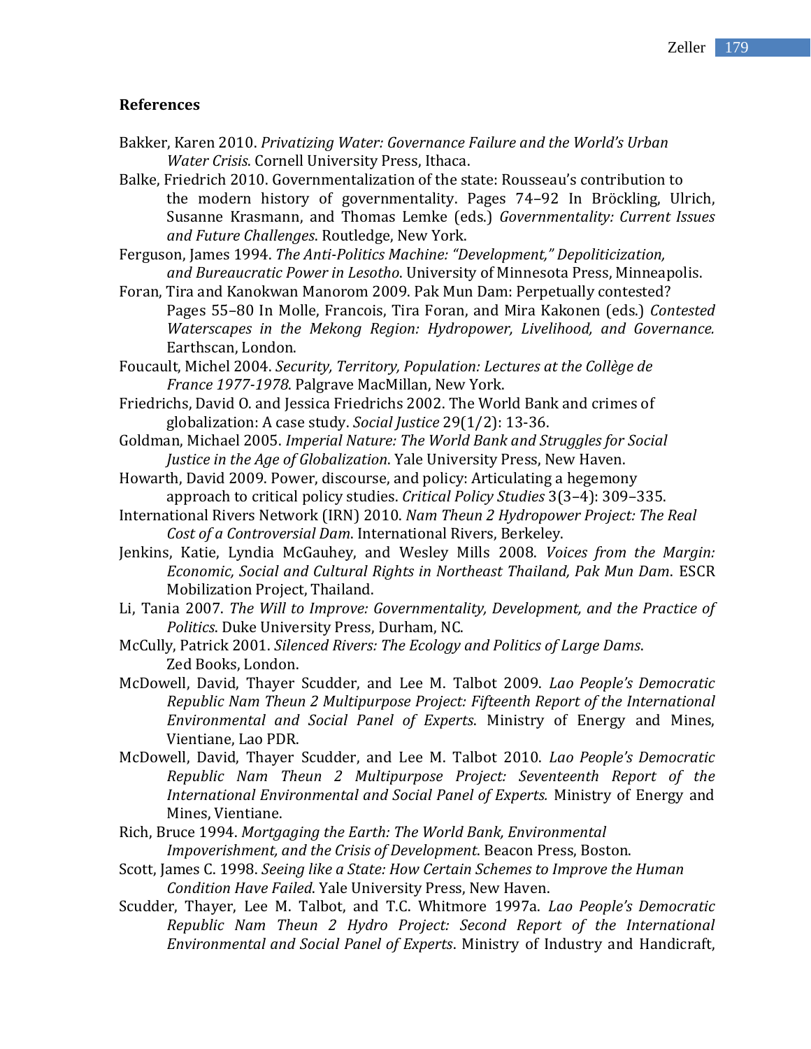## References

Bakker, Karen 2010. *Privatizing Water: Governance Failure and the World's Urban Water Crisis*. Cornell University Press, Ithaca.

Balke, Friedrich 2010. Governmentalization of the state: Rousseau's contribution to the modern history of governmentality. Pages 74–92 In Bröckling, Ulrich, Susanne Krasmann, and Thomas Lemke (eds.) *Governmentality: Current Issues and Future Challenges*. Routledge, New York.

Ferguson, James 1994. *The Anti-Politics Machine: "Development," Depoliticization, and Bureaucratic Power in Lesotho*. University of Minnesota Press, Minneapolis.

Foran, Tira and Kanokwan Manorom 2009. Pak Mun Dam: Perpetually contested? Pages 55–80 In Molle, Francois, Tira Foran, and Mira Kakonen (eds.) *Contested Waterscapes in the Mekong Region: Hydropower, Livelihood, and Governance.* Earthscan, London.

Foucault, Michel 2004. *Security, Territory, Population: Lectures at the Collège de France 1977-1978*. Palgrave MacMillan, New York.

Friedrichs, David O. and Jessica Friedrichs 2002. The World Bank and crimes of globalization: A case study. *Social Justice* 29(1/2): 13-36.

Goldman, Michael 2005. *Imperial Nature: The World Bank and Struggles for Social Justice in the Age of Globalization*. Yale University Press, New Haven.

Howarth, David 2009. Power, discourse, and policy: Articulating a hegemony approach to critical policy studies. *Critical Policy Studies* 3(3–4): 309–335.

International Rivers Network (IRN) 2010. *Nam Theun 2 Hydropower Project: The Real Cost of a Controversial Dam*. International Rivers, Berkeley.

Jenkins, Katie, Lyndia McGauhey, and Wesley Mills 2008. *Voices from the Margin: Economic, Social and Cultural Rights in Northeast Thailand, Pak Mun Dam*. ESCR Mobilization Project, Thailand.

Li, Tania 2007. *The Will to Improve: Governmentality, Development, and the Practice of Politics*. Duke University Press, Durham, NC.

McCully, Patrick 2001. *Silenced Rivers: The Ecology and Politics of Large Dams*. Zed Books, London.

McDowell, David, Thayer Scudder, and Lee M. Talbot 2009. *Lao People's Democratic Republic Nam Theun 2 Multipurpose Project: Fifteenth Report of the International Environmental and Social Panel of Experts*. Ministry of Energy and Mines, Vientiane, Lao PDR.

McDowell, David, Thayer Scudder, and Lee M. Talbot 2010. *Lao People's Democratic Republic Nam Theun 2 Multipurpose Project: Seventeenth Report of the International Environmental and Social Panel of Experts.* Ministry of Energy and Mines, Vientiane.

Rich, Bruce 1994. *Mortgaging the Earth: The World Bank, Environmental Impoverishment, and the Crisis of Development*. Beacon Press, Boston.

Scott, James C. 1998. *Seeing like a State: How Certain Schemes to Improve the Human Condition Have Failed*. Yale University Press, New Haven.

Scudder, Thayer, Lee M. Talbot, and T.C. Whitmore 1997a. *Lao People's Democratic Republic Nam Theun 2 Hydro Project: Second Report of the International Environmental and Social Panel of Experts*. Ministry of Industry and Handicraft,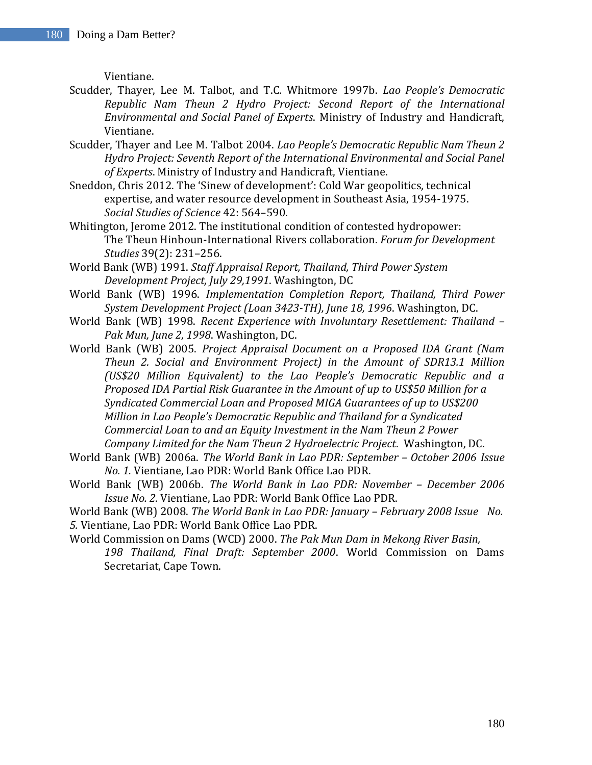Vientiane.

Scudder, Thayer, Lee M. Talbot, and T.C. Whitmore 1997b. *Lao People's Democratic Republic Nam Theun 2 Hydro Project: Second Report of the International Environmental and Social Panel of Experts*. Ministry of Industry and Handicraft, Vientiane.

Scudder, Thayer and Lee M. Talbot 2004. *Lao People's Democratic Republic Nam Theun 2 Hydro Project: Seventh Report of the International Environmental and Social Panel of Experts*. Ministry of Industry and Handicraft, Vientiane.

Sneddon, Chris 2012. The 'Sinew of development': Cold War geopolitics, technical expertise, and water resource development in Southeast Asia, 1954-1975. *Social Studies of Science* 42: 564–590.

Whitington, Jerome 2012. The institutional condition of contested hydropower: The Theun Hinboun-International Rivers collaboration. *Forum for Development Studies* 39(2): 231–256.

World Bank (WB) 1991. *Staff Appraisal Report, Thailand, Third Power System Development Project, July 29,1991*. Washington, DC

World Bank (WB) 1996. *Implementation Completion Report, Thailand, Third Power System Development Project (Loan 3423-TH), June 18, 1996*. Washington, DC.

World Bank (WB) 1998. *Recent Experience with Involuntary Resettlement: Thailand – Pak Mun, June 2, 1998*. Washington, DC.

World Bank (WB) 2005. *Project Appraisal Document on a Proposed IDA Grant (Nam Theun 2. Social and Environment Project) in the Amount of SDR13.1 Million (US$20 Million Equivalent) to the Lao People's Democratic Republic and a Proposed IDA Partial Risk Guarantee in the Amount of up to US$50 Million for a Syndicated Commercial Loan and Proposed MIGA Guarantees of up to US$200 Million in Lao People's Democratic Republic and Thailand for a Syndicated Commercial Loan to and an Equity Investment in the Nam Theun 2 Power Company Limited for the Nam Theun 2 Hydroelectric Project*. Washington, DC.

World Bank (WB) 2006a. *The World Bank in Lao PDR: September – October 2006 Issue No. 1.* Vientiane, Lao PDR: World Bank Office Lao PDR.

World Bank (WB) 2006b. *The World Bank in Lao PDR: November – December 2006 Issue No. 2.* Vientiane, Lao PDR: World Bank Office Lao PDR.

World Bank (WB) 2008. *The World Bank in Lao PDR: January – February 2008 Issue No. 5.* Vientiane, Lao PDR: World Bank Office Lao PDR.

World Commission on Dams (WCD) 2000. *The Pak Mun Dam in Mekong River Basin, 198 Thailand, Final Draft: September 2000*. World Commission on Dams Secretariat, Cape Town.